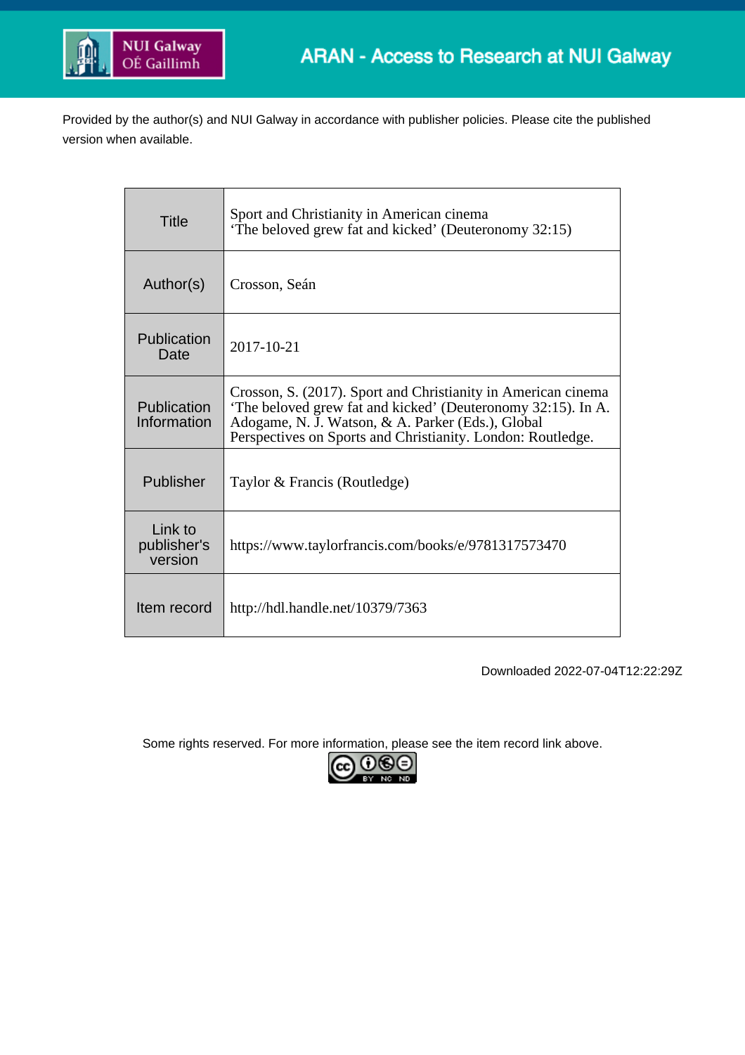ARAN - Access to Research at NUI Galway

Provided by the author(s) and NUI Galway in accordance with publisher policies. Please cite the published version when available.

| Title | Sport and Christianity in American cinema 'The beloved grew fat and kicked' (Deuteronomy 32:15) |
|---|---|
| Author(s) | Crosson, Seán |
| Publication Date | 2017-10-21 |
| Publication Information | Crosson, S. (2017). Sport and Christianity in American cinema 'The beloved grew fat and kicked' (Deuteronomy 32:15). In A. Adogame, N. J. Watson, & A. Parker (Eds.), Global Perspectives on Sports and Christianity. London: Routledge. |
| Publisher | Taylor & Francis (Routledge) |
| Link to publisher's version | https://www.taylorfrancis.com/books/e/9781317573470 |
| Item record | http://hdl.handle.net/10379/7363 |

Downloaded 2022-07-04T12:22:29Z

Some rights reserved. For more information, please see the item record link above.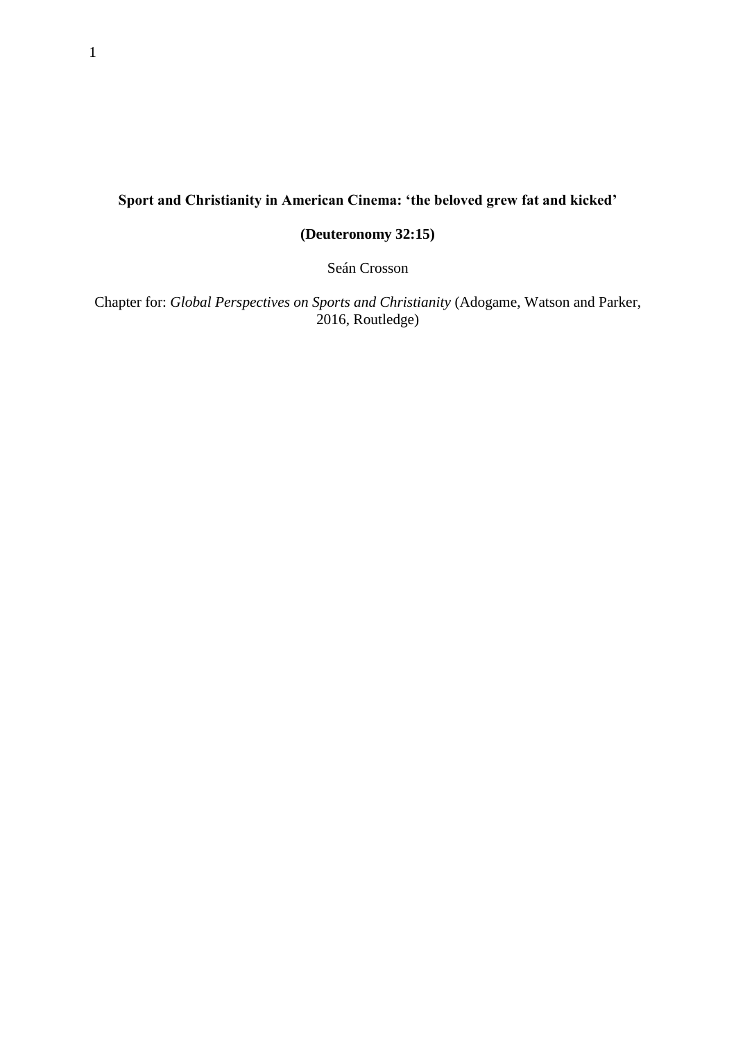**Sport and Christianity in American Cinema: 'the beloved grew fat and kicked'**

**(Deuteronomy 32:15)**

Seán Crosson

Chapter for: *Global Perspectives on Sports and Christianity* (Adogame, Watson and Parker, 2016, Routledge)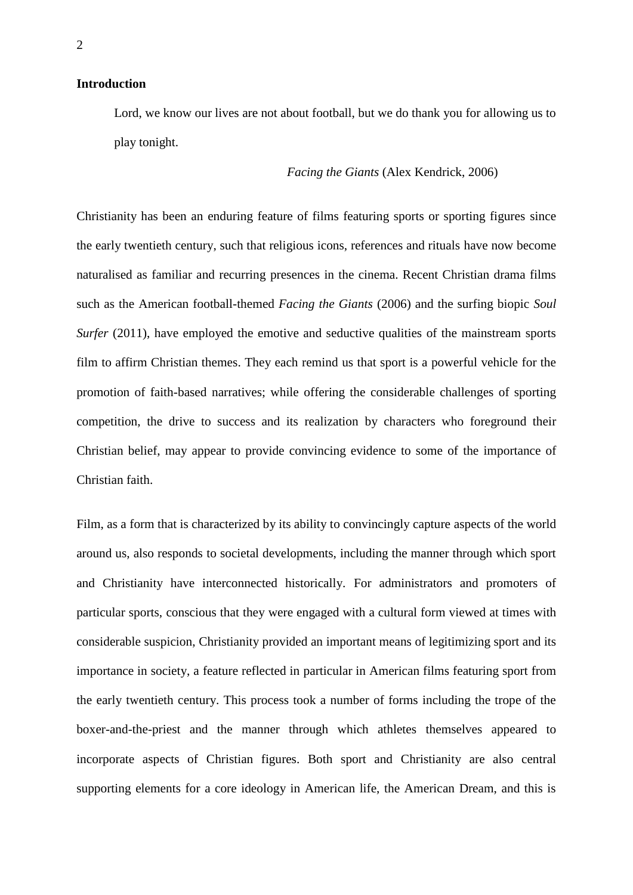## Introduction

> Lord, we know our lives are not about football, but we do thank you for allowing us to play tonight.
>
> *Facing the Giants* (Alex Kendrick, 2006)

Christianity has been an enduring feature of films featuring sports or sporting figures since the early twentieth century, such that religious icons, references and rituals have now become naturalised as familiar and recurring presences in the cinema. Recent Christian drama films such as the American football-themed *Facing the Giants* (2006) and the surfing biopic *Soul Surfer* (2011), have employed the emotive and seductive qualities of the mainstream sports film to affirm Christian themes. They each remind us that sport is a powerful vehicle for the promotion of faith-based narratives; while offering the considerable challenges of sporting competition, the drive to success and its realization by characters who foreground their Christian belief, may appear to provide convincing evidence to some of the importance of Christian faith.

Film, as a form that is characterized by its ability to convincingly capture aspects of the world around us, also responds to societal developments, including the manner through which sport and Christianity have interconnected historically. For administrators and promoters of particular sports, conscious that they were engaged with a cultural form viewed at times with considerable suspicion, Christianity provided an important means of legitimizing sport and its importance in society, a feature reflected in particular in American films featuring sport from the early twentieth century. This process took a number of forms including the trope of the boxer-and-the-priest and the manner through which athletes themselves appeared to incorporate aspects of Christian figures. Both sport and Christianity are also central supporting elements for a core ideology in American life, the American Dream, and this is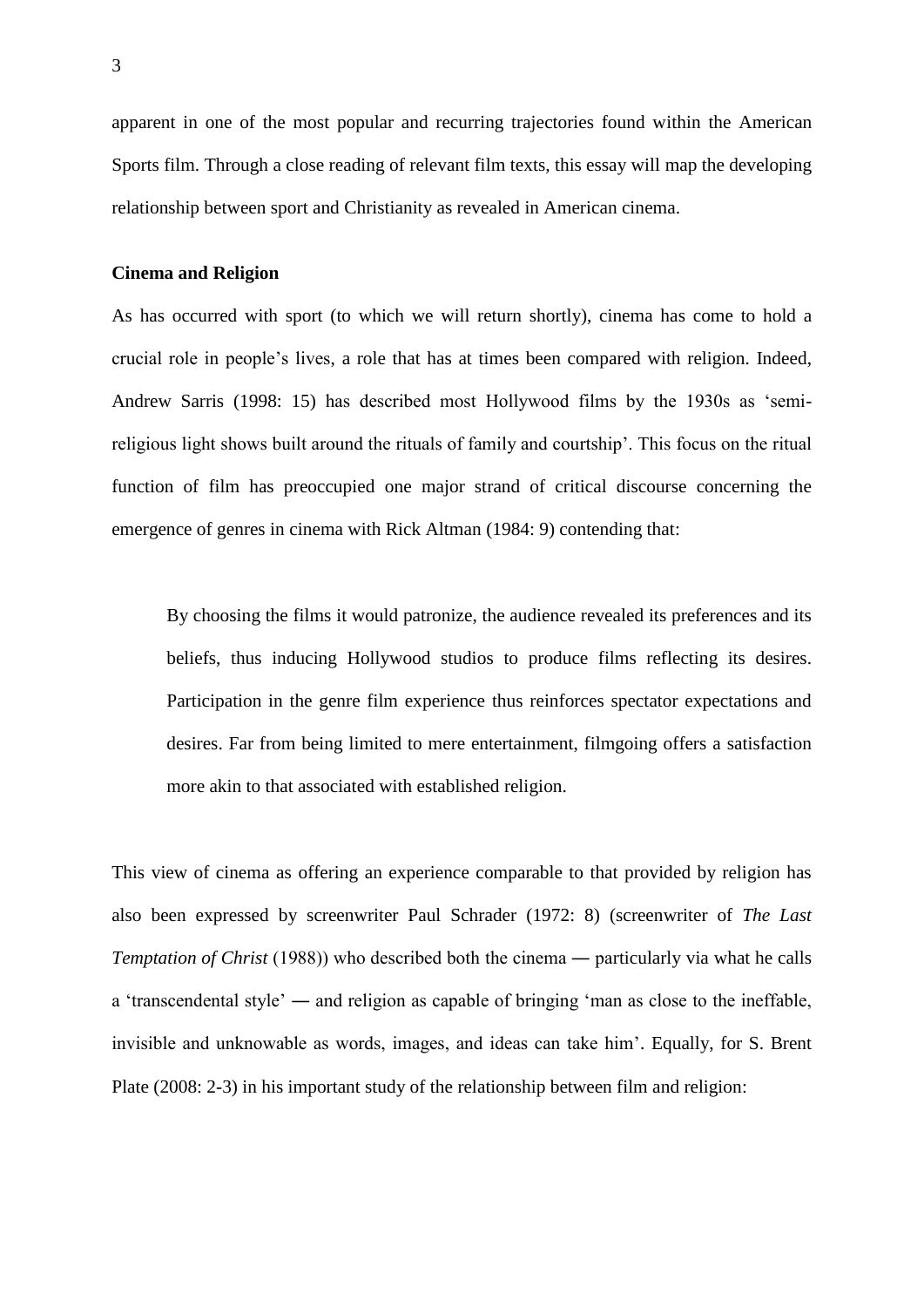apparent in one of the most popular and recurring trajectories found within the American Sports film. Through a close reading of relevant film texts, this essay will map the developing relationship between sport and Christianity as revealed in American cinema.

**Cinema and Religion**

As has occurred with sport (to which we will return shortly), cinema has come to hold a crucial role in people's lives, a role that has at times been compared with religion. Indeed, Andrew Sarris (1998: 15) has described most Hollywood films by the 1930s as 'semi-religious light shows built around the rituals of family and courtship'. This focus on the ritual function of film has preoccupied one major strand of critical discourse concerning the emergence of genres in cinema with Rick Altman (1984: 9) contending that:

> By choosing the films it would patronize, the audience revealed its preferences and its beliefs, thus inducing Hollywood studios to produce films reflecting its desires. Participation in the genre film experience thus reinforces spectator expectations and desires. Far from being limited to mere entertainment, filmgoing offers a satisfaction more akin to that associated with established religion.

This view of cinema as offering an experience comparable to that provided by religion has also been expressed by screenwriter Paul Schrader (1972: 8) (screenwriter of *The Last Temptation of Christ* (1988)) who described both the cinema — particularly via what he calls a 'transcendental style' — and religion as capable of bringing 'man as close to the ineffable, invisible and unknowable as words, images, and ideas can take him'. Equally, for S. Brent Plate (2008: 2-3) in his important study of the relationship between film and religion: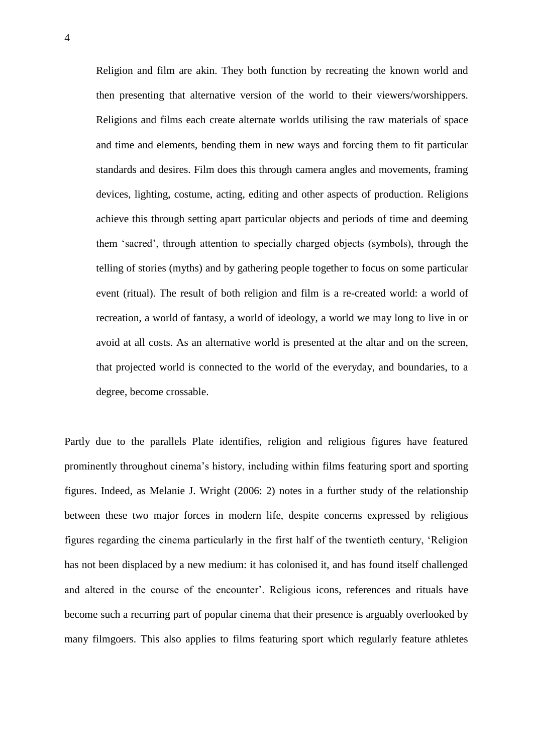> Religion and film are akin. They both function by recreating the known world and then presenting that alternative version of the world to their viewers/worshippers. Religions and films each create alternate worlds utilising the raw materials of space and time and elements, bending them in new ways and forcing them to fit particular standards and desires. Film does this through camera angles and movements, framing devices, lighting, costume, acting, editing and other aspects of production. Religions achieve this through setting apart particular objects and periods of time and deeming them 'sacred', through attention to specially charged objects (symbols), through the telling of stories (myths) and by gathering people together to focus on some particular event (ritual). The result of both religion and film is a re-created world: a world of recreation, a world of fantasy, a world of ideology, a world we may long to live in or avoid at all costs. As an alternative world is presented at the altar and on the screen, that projected world is connected to the world of the everyday, and boundaries, to a degree, become crossable.

Partly due to the parallels Plate identifies, religion and religious figures have featured prominently throughout cinema's history, including within films featuring sport and sporting figures. Indeed, as Melanie J. Wright (2006: 2) notes in a further study of the relationship between these two major forces in modern life, despite concerns expressed by religious figures regarding the cinema particularly in the first half of the twentieth century, 'Religion has not been displaced by a new medium: it has colonised it, and has found itself challenged and altered in the course of the encounter'. Religious icons, references and rituals have become such a recurring part of popular cinema that their presence is arguably overlooked by many filmgoers. This also applies to films featuring sport which regularly feature athletes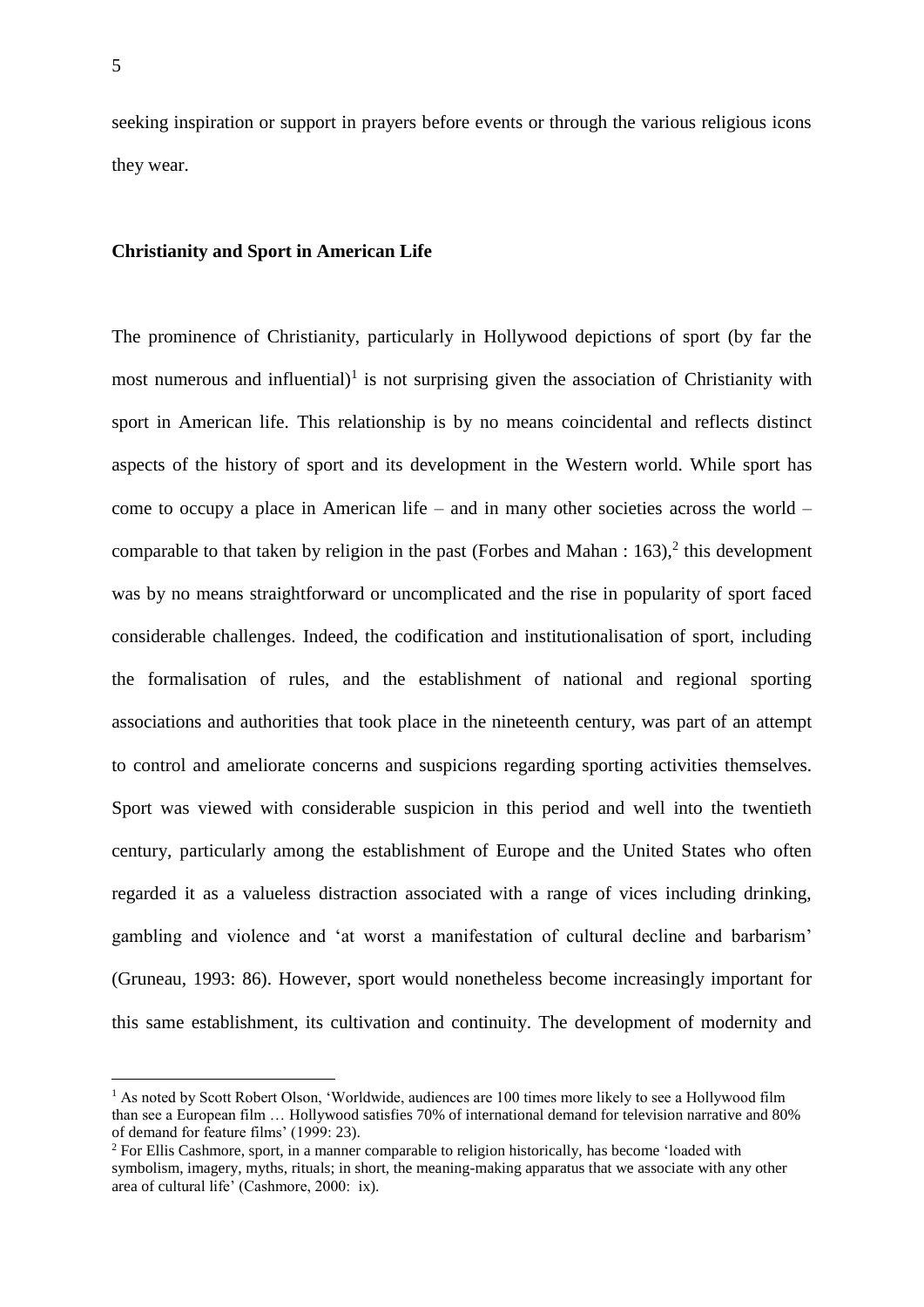seeking inspiration or support in prayers before events or through the various religious icons they wear.

**Christianity and Sport in American Life**

The prominence of Christianity, particularly in Hollywood depictions of sport (by far the most numerous and influential)[1] is not surprising given the association of Christianity with sport in American life. This relationship is by no means coincidental and reflects distinct aspects of the history of sport and its development in the Western world. While sport has come to occupy a place in American life – and in many other societies across the world – comparable to that taken by religion in the past (Forbes and Mahan : 163),[2] this development was by no means straightforward or uncomplicated and the rise in popularity of sport faced considerable challenges. Indeed, the codification and institutionalisation of sport, including the formalisation of rules, and the establishment of national and regional sporting associations and authorities that took place in the nineteenth century, was part of an attempt to control and ameliorate concerns and suspicions regarding sporting activities themselves. Sport was viewed with considerable suspicion in this period and well into the twentieth century, particularly among the establishment of Europe and the United States who often regarded it as a valueless distraction associated with a range of vices including drinking, gambling and violence and 'at worst a manifestation of cultural decline and barbarism' (Gruneau, 1993: 86). However, sport would nonetheless become increasingly important for this same establishment, its cultivation and continuity. The development of modernity and

[1] As noted by Scott Robert Olson, 'Worldwide, audiences are 100 times more likely to see a Hollywood film than see a European film … Hollywood satisfies 70% of international demand for television narrative and 80% of demand for feature films' (1999: 23).

[2] For Ellis Cashmore, sport, in a manner comparable to religion historically, has become 'loaded with symbolism, imagery, myths, rituals; in short, the meaning-making apparatus that we associate with any other area of cultural life' (Cashmore, 2000: ix).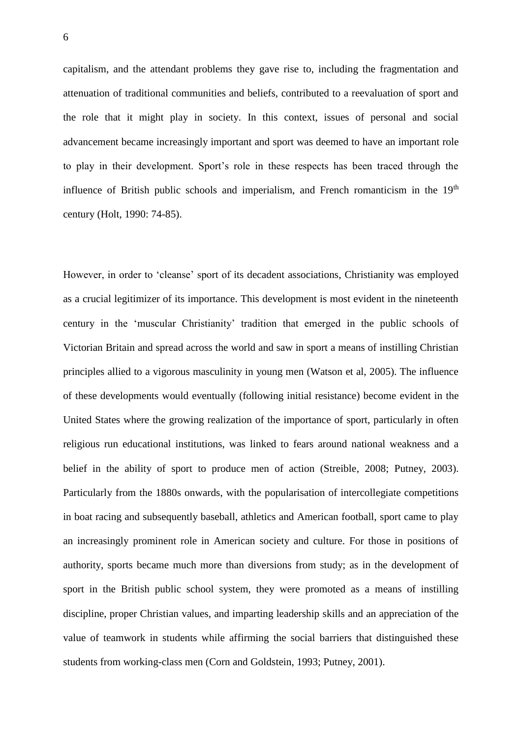capitalism, and the attendant problems they gave rise to, including the fragmentation and attenuation of traditional communities and beliefs, contributed to a reevaluation of sport and the role that it might play in society. In this context, issues of personal and social advancement became increasingly important and sport was deemed to have an important role to play in their development. Sport's role in these respects has been traced through the influence of British public schools and imperialism, and French romanticism in the 19th century (Holt, 1990: 74-85).

However, in order to 'cleanse' sport of its decadent associations, Christianity was employed as a crucial legitimizer of its importance. This development is most evident in the nineteenth century in the 'muscular Christianity' tradition that emerged in the public schools of Victorian Britain and spread across the world and saw in sport a means of instilling Christian principles allied to a vigorous masculinity in young men (Watson et al, 2005). The influence of these developments would eventually (following initial resistance) become evident in the United States where the growing realization of the importance of sport, particularly in often religious run educational institutions, was linked to fears around national weakness and a belief in the ability of sport to produce men of action (Streible, 2008; Putney, 2003). Particularly from the 1880s onwards, with the popularisation of intercollegiate competitions in boat racing and subsequently baseball, athletics and American football, sport came to play an increasingly prominent role in American society and culture. For those in positions of authority, sports became much more than diversions from study; as in the development of sport in the British public school system, they were promoted as a means of instilling discipline, proper Christian values, and imparting leadership skills and an appreciation of the value of teamwork in students while affirming the social barriers that distinguished these students from working-class men (Corn and Goldstein, 1993; Putney, 2001).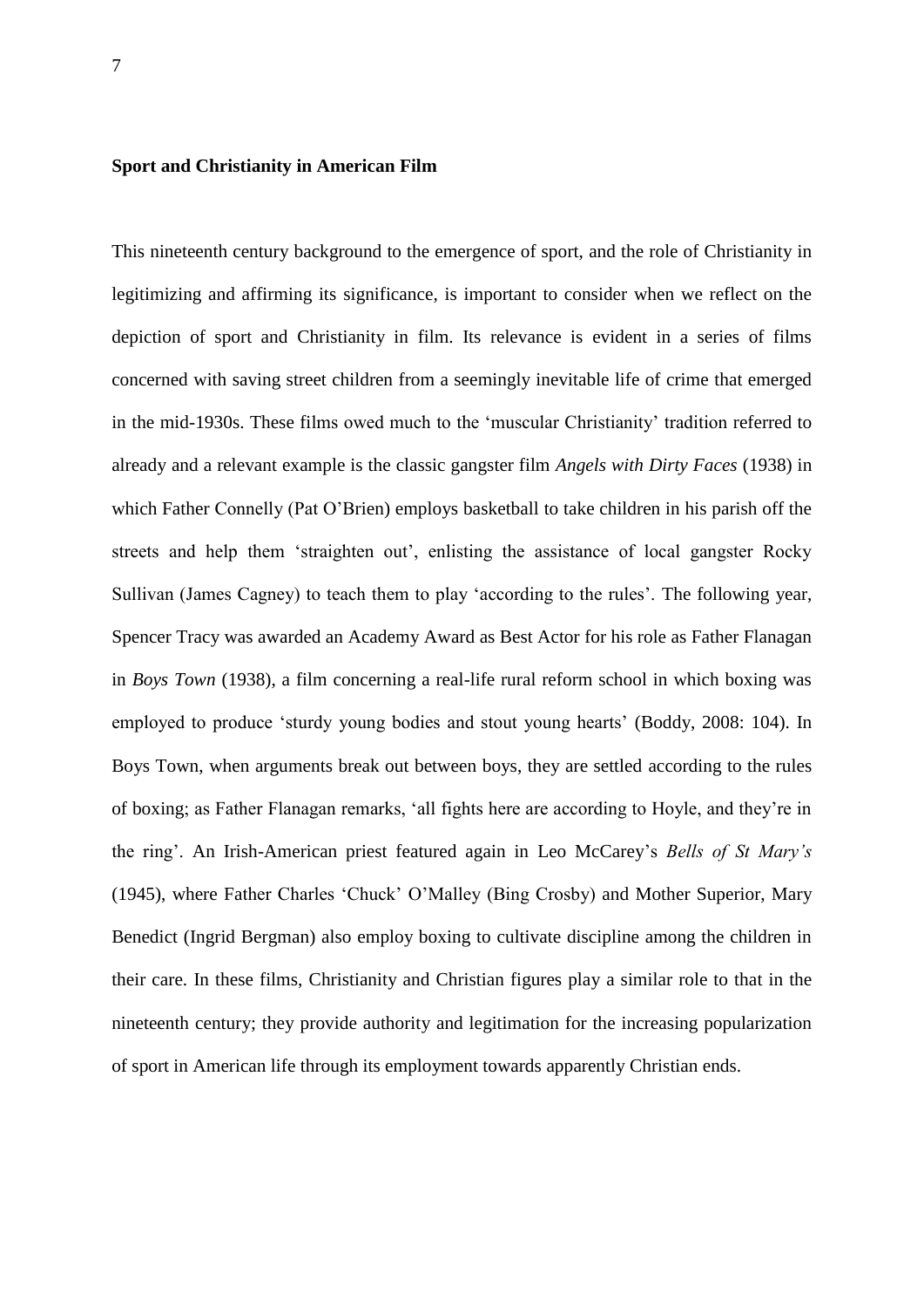**Sport and Christianity in American Film**

This nineteenth century background to the emergence of sport, and the role of Christianity in legitimizing and affirming its significance, is important to consider when we reflect on the depiction of sport and Christianity in film. Its relevance is evident in a series of films concerned with saving street children from a seemingly inevitable life of crime that emerged in the mid-1930s. These films owed much to the 'muscular Christianity' tradition referred to already and a relevant example is the classic gangster film *Angels with Dirty Faces* (1938) in which Father Connelly (Pat O'Brien) employs basketball to take children in his parish off the streets and help them 'straighten out', enlisting the assistance of local gangster Rocky Sullivan (James Cagney) to teach them to play 'according to the rules'. The following year, Spencer Tracy was awarded an Academy Award as Best Actor for his role as Father Flanagan in *Boys Town* (1938), a film concerning a real-life rural reform school in which boxing was employed to produce 'sturdy young bodies and stout young hearts' (Boddy, 2008: 104). In Boys Town, when arguments break out between boys, they are settled according to the rules of boxing; as Father Flanagan remarks, 'all fights here are according to Hoyle, and they're in the ring'. An Irish-American priest featured again in Leo McCarey's *Bells of St Mary's* (1945), where Father Charles 'Chuck' O'Malley (Bing Crosby) and Mother Superior, Mary Benedict (Ingrid Bergman) also employ boxing to cultivate discipline among the children in their care. In these films, Christianity and Christian figures play a similar role to that in the nineteenth century; they provide authority and legitimation for the increasing popularization of sport in American life through its employment towards apparently Christian ends.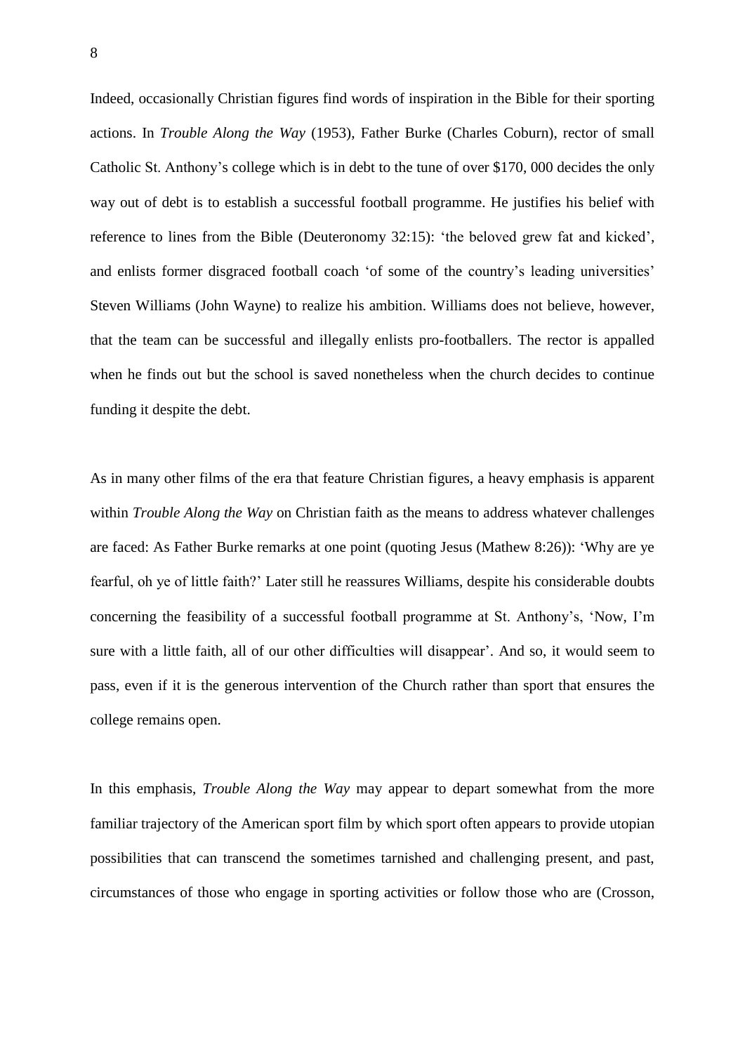Indeed, occasionally Christian figures find words of inspiration in the Bible for their sporting actions. In *Trouble Along the Way* (1953), Father Burke (Charles Coburn), rector of small Catholic St. Anthony's college which is in debt to the tune of over $170, 000 decides the only way out of debt is to establish a successful football programme. He justifies his belief with reference to lines from the Bible (Deuteronomy 32:15): 'the beloved grew fat and kicked', and enlists former disgraced football coach 'of some of the country's leading universities' Steven Williams (John Wayne) to realize his ambition. Williams does not believe, however, that the team can be successful and illegally enlists pro-footballers. The rector is appalled when he finds out but the school is saved nonetheless when the church decides to continue funding it despite the debt.

As in many other films of the era that feature Christian figures, a heavy emphasis is apparent within *Trouble Along the Way* on Christian faith as the means to address whatever challenges are faced: As Father Burke remarks at one point (quoting Jesus (Mathew 8:26)): 'Why are ye fearful, oh ye of little faith?' Later still he reassures Williams, despite his considerable doubts concerning the feasibility of a successful football programme at St. Anthony's, 'Now, I'm sure with a little faith, all of our other difficulties will disappear'. And so, it would seem to pass, even if it is the generous intervention of the Church rather than sport that ensures the college remains open.

In this emphasis, *Trouble Along the Way* may appear to depart somewhat from the more familiar trajectory of the American sport film by which sport often appears to provide utopian possibilities that can transcend the sometimes tarnished and challenging present, and past, circumstances of those who engage in sporting activities or follow those who are (Crosson,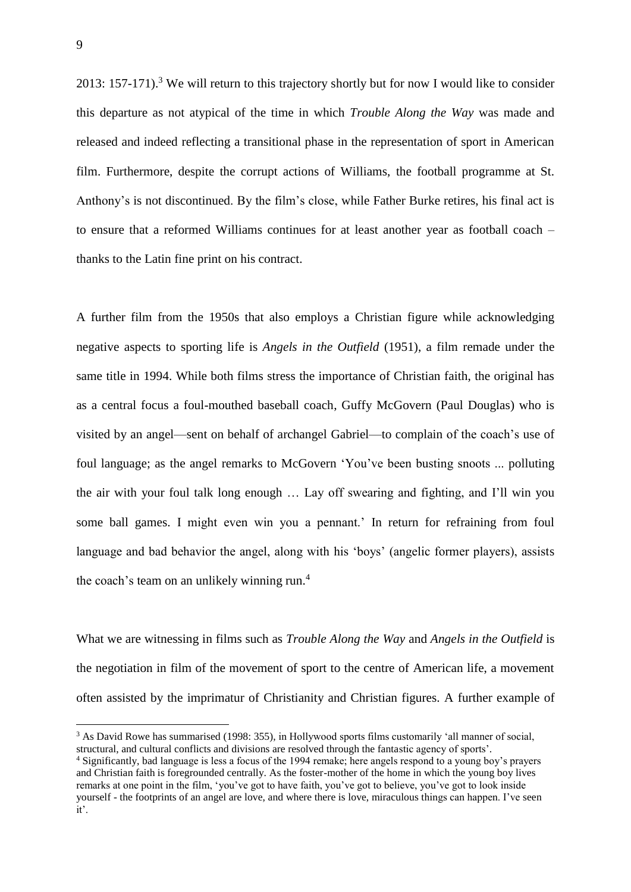2013: 157-171).[3] We will return to this trajectory shortly but for now I would like to consider this departure as not atypical of the time in which *Trouble Along the Way* was made and released and indeed reflecting a transitional phase in the representation of sport in American film. Furthermore, despite the corrupt actions of Williams, the football programme at St. Anthony's is not discontinued. By the film's close, while Father Burke retires, his final act is to ensure that a reformed Williams continues for at least another year as football coach – thanks to the Latin fine print on his contract.

A further film from the 1950s that also employs a Christian figure while acknowledging negative aspects to sporting life is *Angels in the Outfield* (1951), a film remade under the same title in 1994. While both films stress the importance of Christian faith, the original has as a central focus a foul-mouthed baseball coach, Guffy McGovern (Paul Douglas) who is visited by an angel—sent on behalf of archangel Gabriel—to complain of the coach's use of foul language; as the angel remarks to McGovern 'You've been busting snoots ... polluting the air with your foul talk long enough … Lay off swearing and fighting, and I'll win you some ball games. I might even win you a pennant.' In return for refraining from foul language and bad behavior the angel, along with his 'boys' (angelic former players), assists the coach's team on an unlikely winning run.[4]

What we are witnessing in films such as *Trouble Along the Way* and *Angels in the Outfield* is the negotiation in film of the movement of sport to the centre of American life, a movement often assisted by the imprimatur of Christianity and Christian figures. A further example of

---

[3] As David Rowe has summarised (1998: 355), in Hollywood sports films customarily 'all manner of social, structural, and cultural conflicts and divisions are resolved through the fantastic agency of sports'.

[4] Significantly, bad language is less a focus of the 1994 remake; here angels respond to a young boy's prayers and Christian faith is foregrounded centrally. As the foster-mother of the home in which the young boy lives remarks at one point in the film, 'you've got to have faith, you've got to believe, you've got to look inside yourself - the footprints of an angel are love, and where there is love, miraculous things can happen. I've seen it'.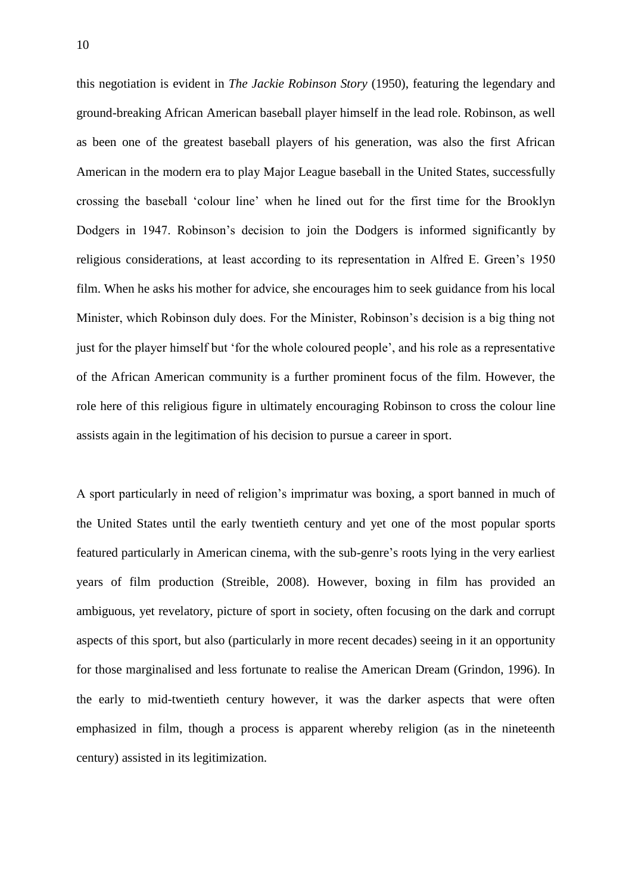this negotiation is evident in *The Jackie Robinson Story* (1950), featuring the legendary and ground-breaking African American baseball player himself in the lead role. Robinson, as well as been one of the greatest baseball players of his generation, was also the first African American in the modern era to play Major League baseball in the United States, successfully crossing the baseball 'colour line' when he lined out for the first time for the Brooklyn Dodgers in 1947. Robinson's decision to join the Dodgers is informed significantly by religious considerations, at least according to its representation in Alfred E. Green's 1950 film. When he asks his mother for advice, she encourages him to seek guidance from his local Minister, which Robinson duly does. For the Minister, Robinson's decision is a big thing not just for the player himself but 'for the whole coloured people', and his role as a representative of the African American community is a further prominent focus of the film. However, the role here of this religious figure in ultimately encouraging Robinson to cross the colour line assists again in the legitimation of his decision to pursue a career in sport.

A sport particularly in need of religion's imprimatur was boxing, a sport banned in much of the United States until the early twentieth century and yet one of the most popular sports featured particularly in American cinema, with the sub-genre's roots lying in the very earliest years of film production (Streible, 2008). However, boxing in film has provided an ambiguous, yet revelatory, picture of sport in society, often focusing on the dark and corrupt aspects of this sport, but also (particularly in more recent decades) seeing in it an opportunity for those marginalised and less fortunate to realise the American Dream (Grindon, 1996). In the early to mid-twentieth century however, it was the darker aspects that were often emphasized in film, though a process is apparent whereby religion (as in the nineteenth century) assisted in its legitimization.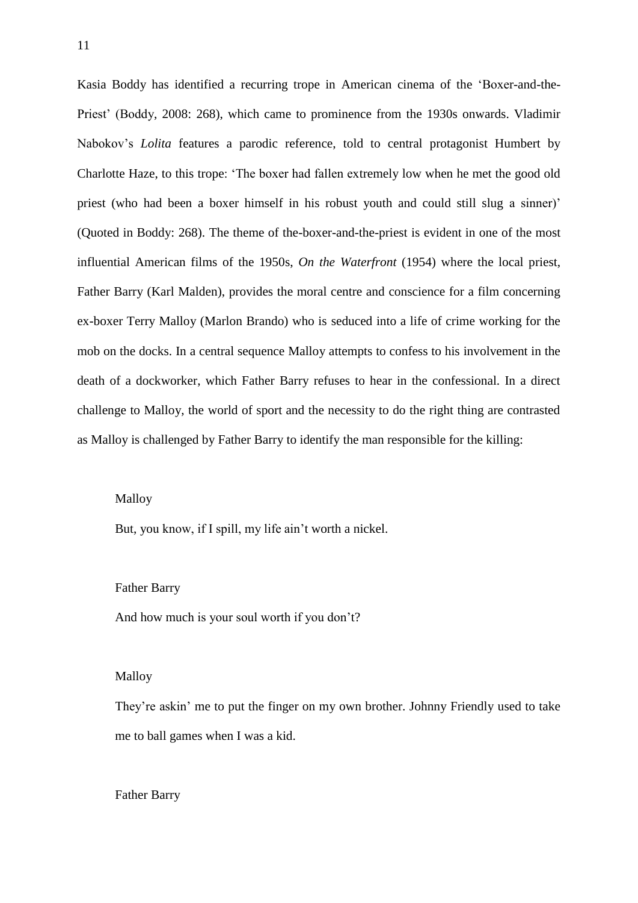Kasia Boddy has identified a recurring trope in American cinema of the 'Boxer-and-the-Priest' (Boddy, 2008: 268), which came to prominence from the 1930s onwards. Vladimir Nabokov's *Lolita* features a parodic reference, told to central protagonist Humbert by Charlotte Haze, to this trope: 'The boxer had fallen extremely low when he met the good old priest (who had been a boxer himself in his robust youth and could still slug a sinner)' (Quoted in Boddy: 268). The theme of the-boxer-and-the-priest is evident in one of the most influential American films of the 1950s, *On the Waterfront* (1954) where the local priest, Father Barry (Karl Malden), provides the moral centre and conscience for a film concerning ex-boxer Terry Malloy (Marlon Brando) who is seduced into a life of crime working for the mob on the docks. In a central sequence Malloy attempts to confess to his involvement in the death of a dockworker, which Father Barry refuses to hear in the confessional. In a direct challenge to Malloy, the world of sport and the necessity to do the right thing are contrasted as Malloy is challenged by Father Barry to identify the man responsible for the killing:

> Malloy
>
> But, you know, if I spill, my life ain't worth a nickel.
>
> Father Barry
>
> And how much is your soul worth if you don't?
>
> Malloy
>
> They're askin' me to put the finger on my own brother. Johnny Friendly used to take me to ball games when I was a kid.
>
> Father Barry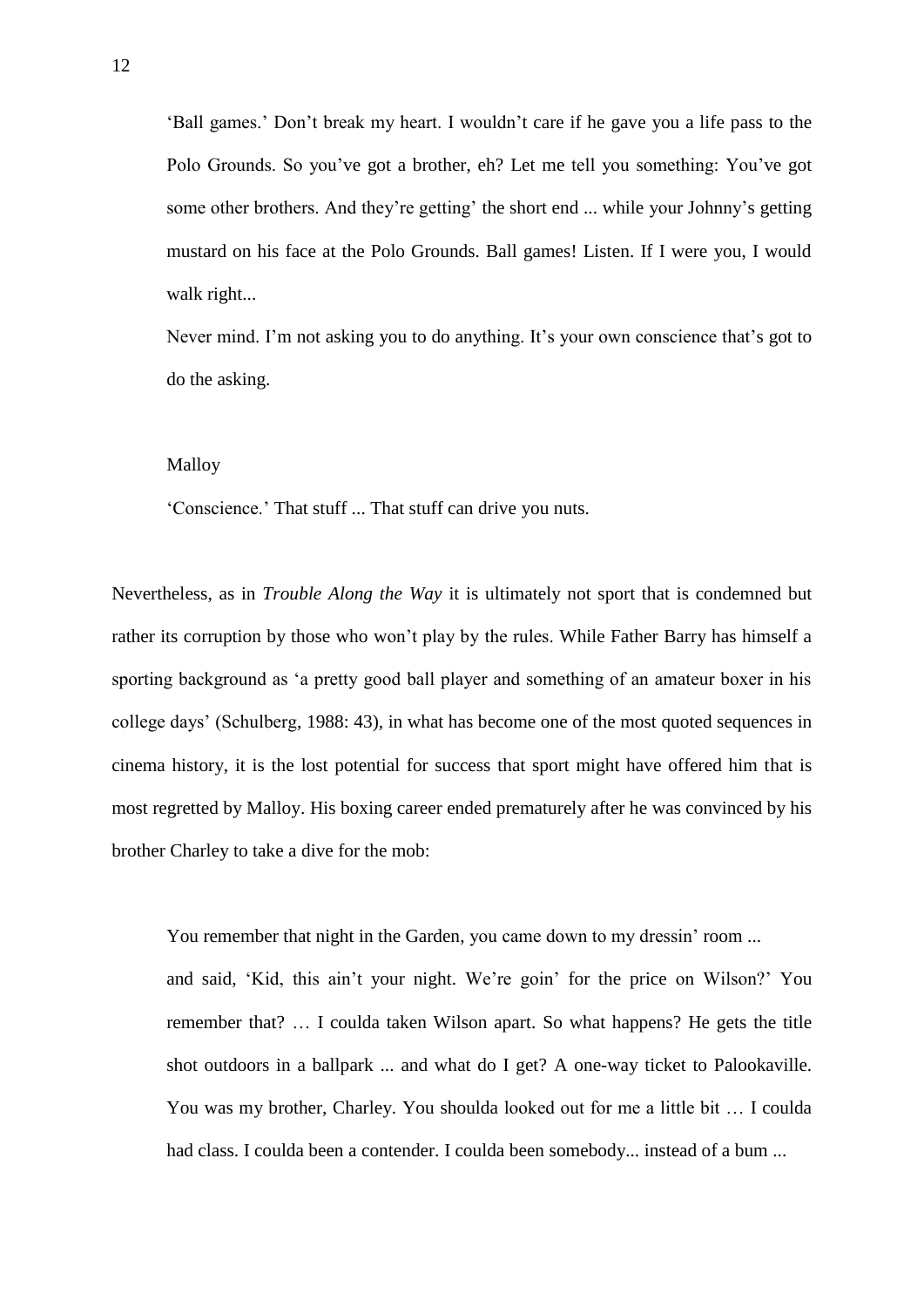> 'Ball games.' Don't break my heart. I wouldn't care if he gave you a life pass to the Polo Grounds. So you've got a brother, eh? Let me tell you something: You've got some other brothers. And they're getting' the short end ... while your Johnny's getting mustard on his face at the Polo Grounds. Ball games! Listen. If I were you, I would walk right...
>
> Never mind. I'm not asking you to do anything. It's your own conscience that's got to do the asking.
>
> Malloy
>
> 'Conscience.' That stuff ... That stuff can drive you nuts.

Nevertheless, as in *Trouble Along the Way* it is ultimately not sport that is condemned but rather its corruption by those who won't play by the rules. While Father Barry has himself a sporting background as 'a pretty good ball player and something of an amateur boxer in his college days' (Schulberg, 1988: 43), in what has become one of the most quoted sequences in cinema history, it is the lost potential for success that sport might have offered him that is most regretted by Malloy. His boxing career ended prematurely after he was convinced by his brother Charley to take a dive for the mob:

> You remember that night in the Garden, you came down to my dressin' room ...
> and said, 'Kid, this ain't your night. We're goin' for the price on Wilson?' You remember that? … I coulda taken Wilson apart. So what happens? He gets the title shot outdoors in a ballpark ... and what do I get? A one-way ticket to Palookaville. You was my brother, Charley. You shoulda looked out for me a little bit … I coulda had class. I coulda been a contender. I coulda been somebody... instead of a bum ...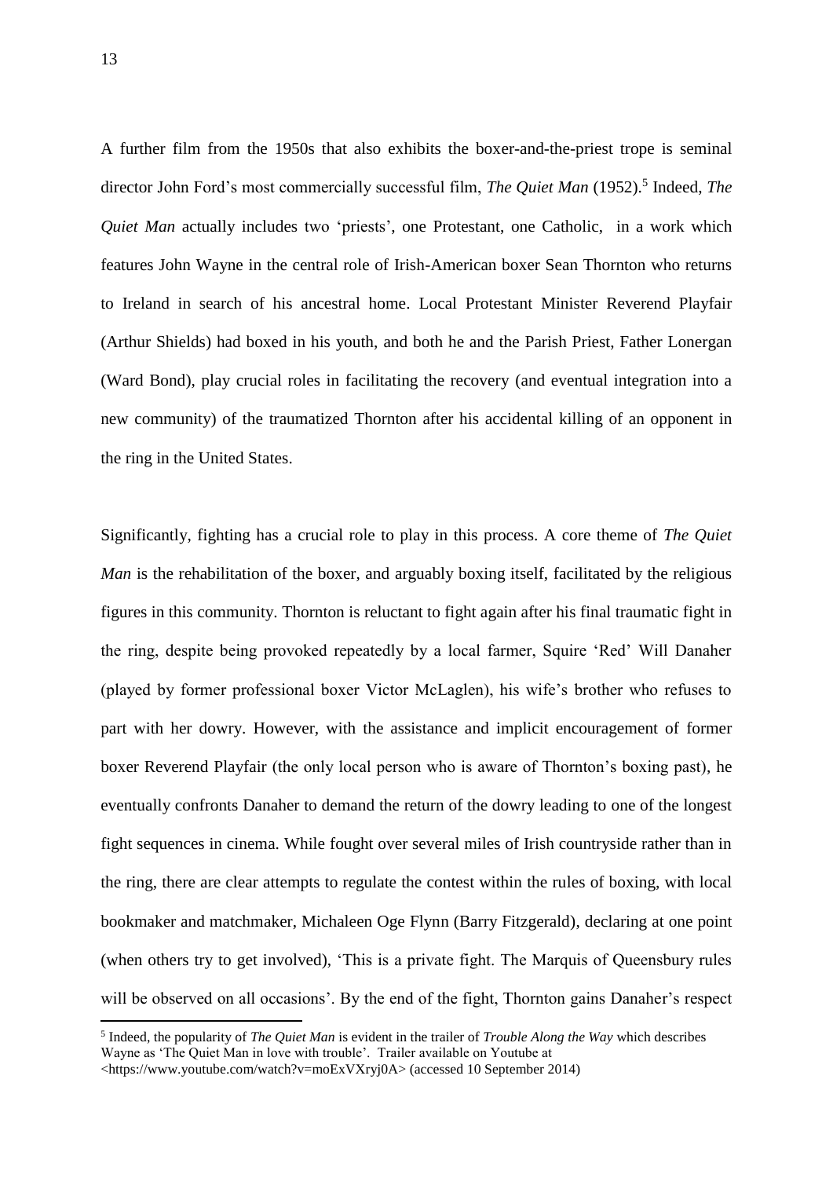A further film from the 1950s that also exhibits the boxer-and-the-priest trope is seminal director John Ford's most commercially successful film, *The Quiet Man* (1952).[5] Indeed, *The Quiet Man* actually includes two 'priests', one Protestant, one Catholic, in a work which features John Wayne in the central role of Irish-American boxer Sean Thornton who returns to Ireland in search of his ancestral home. Local Protestant Minister Reverend Playfair (Arthur Shields) had boxed in his youth, and both he and the Parish Priest, Father Lonergan (Ward Bond), play crucial roles in facilitating the recovery (and eventual integration into a new community) of the traumatized Thornton after his accidental killing of an opponent in the ring in the United States.

Significantly, fighting has a crucial role to play in this process. A core theme of *The Quiet Man* is the rehabilitation of the boxer, and arguably boxing itself, facilitated by the religious figures in this community. Thornton is reluctant to fight again after his final traumatic fight in the ring, despite being provoked repeatedly by a local farmer, Squire 'Red' Will Danaher (played by former professional boxer Victor McLaglen), his wife's brother who refuses to part with her dowry. However, with the assistance and implicit encouragement of former boxer Reverend Playfair (the only local person who is aware of Thornton's boxing past), he eventually confronts Danaher to demand the return of the dowry leading to one of the longest fight sequences in cinema. While fought over several miles of Irish countryside rather than in the ring, there are clear attempts to regulate the contest within the rules of boxing, with local bookmaker and matchmaker, Michaleen Oge Flynn (Barry Fitzgerald), declaring at one point (when others try to get involved), 'This is a private fight. The Marquis of Queensbury rules will be observed on all occasions'. By the end of the fight, Thornton gains Danaher's respect

[5] Indeed, the popularity of *The Quiet Man* is evident in the trailer of *Trouble Along the Way* which describes Wayne as 'The Quiet Man in love with trouble'. Trailer available on Youtube at <https://www.youtube.com/watch?v=moExVXryj0A> (accessed 10 September 2014)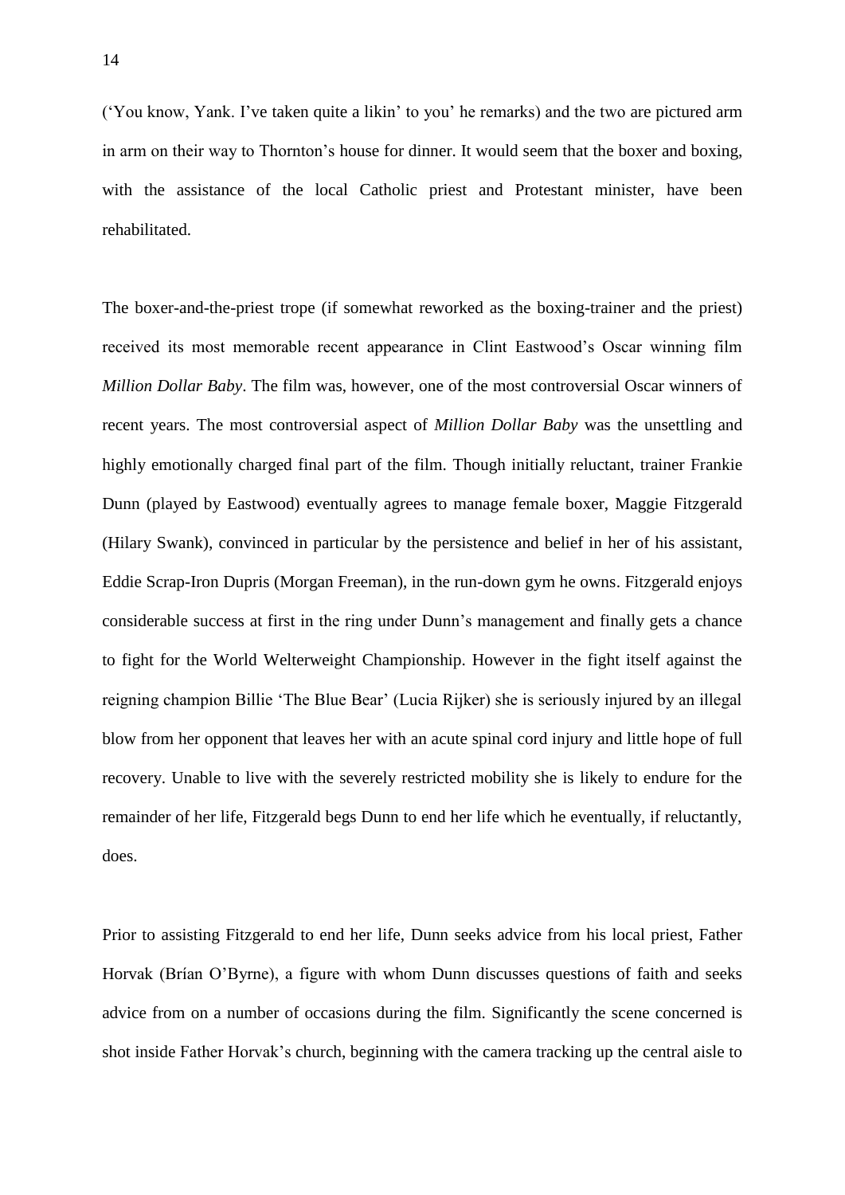('You know, Yank. I've taken quite a likin' to you' he remarks) and the two are pictured arm in arm on their way to Thornton's house for dinner. It would seem that the boxer and boxing, with the assistance of the local Catholic priest and Protestant minister, have been rehabilitated.

The boxer-and-the-priest trope (if somewhat reworked as the boxing-trainer and the priest) received its most memorable recent appearance in Clint Eastwood's Oscar winning film *Million Dollar Baby*. The film was, however, one of the most controversial Oscar winners of recent years. The most controversial aspect of *Million Dollar Baby* was the unsettling and highly emotionally charged final part of the film. Though initially reluctant, trainer Frankie Dunn (played by Eastwood) eventually agrees to manage female boxer, Maggie Fitzgerald (Hilary Swank), convinced in particular by the persistence and belief in her of his assistant, Eddie Scrap-Iron Dupris (Morgan Freeman), in the run-down gym he owns. Fitzgerald enjoys considerable success at first in the ring under Dunn's management and finally gets a chance to fight for the World Welterweight Championship. However in the fight itself against the reigning champion Billie 'The Blue Bear' (Lucia Rijker) she is seriously injured by an illegal blow from her opponent that leaves her with an acute spinal cord injury and little hope of full recovery. Unable to live with the severely restricted mobility she is likely to endure for the remainder of her life, Fitzgerald begs Dunn to end her life which he eventually, if reluctantly, does.

Prior to assisting Fitzgerald to end her life, Dunn seeks advice from his local priest, Father Horvak (Brían O'Byrne), a figure with whom Dunn discusses questions of faith and seeks advice from on a number of occasions during the film. Significantly the scene concerned is shot inside Father Horvak's church, beginning with the camera tracking up the central aisle to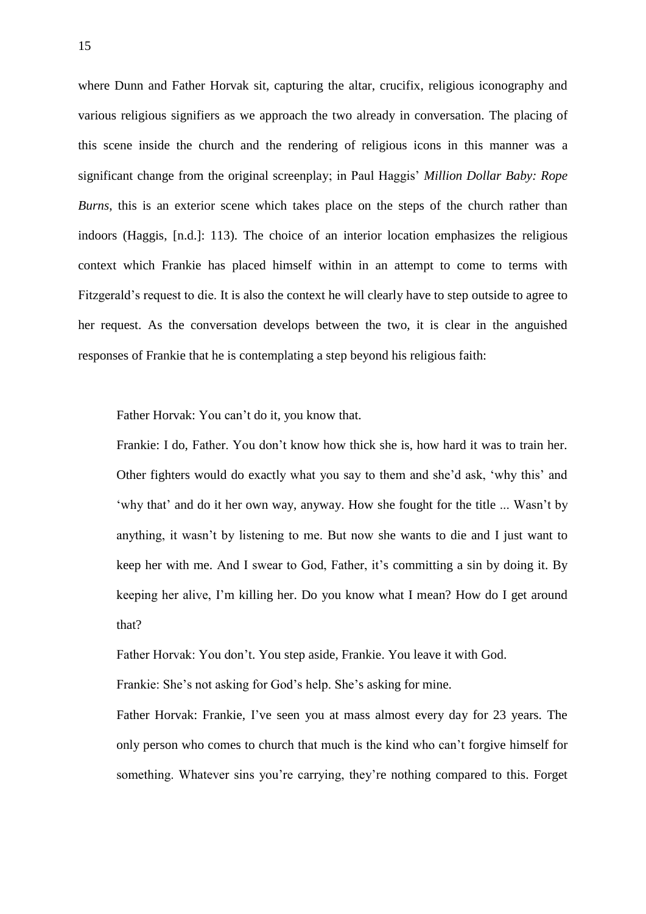where Dunn and Father Horvak sit, capturing the altar, crucifix, religious iconography and various religious signifiers as we approach the two already in conversation. The placing of this scene inside the church and the rendering of religious icons in this manner was a significant change from the original screenplay; in Paul Haggis' *Million Dollar Baby: Rope Burns*, this is an exterior scene which takes place on the steps of the church rather than indoors (Haggis, [n.d.]: 113). The choice of an interior location emphasizes the religious context which Frankie has placed himself within in an attempt to come to terms with Fitzgerald's request to die. It is also the context he will clearly have to step outside to agree to her request. As the conversation develops between the two, it is clear in the anguished responses of Frankie that he is contemplating a step beyond his religious faith:

> Father Horvak: You can't do it, you know that.
>
> Frankie: I do, Father. You don't know how thick she is, how hard it was to train her. Other fighters would do exactly what you say to them and she'd ask, 'why this' and 'why that' and do it her own way, anyway. How she fought for the title ... Wasn't by anything, it wasn't by listening to me. But now she wants to die and I just want to keep her with me. And I swear to God, Father, it's committing a sin by doing it. By keeping her alive, I'm killing her. Do you know what I mean? How do I get around that?
>
> Father Horvak: You don't. You step aside, Frankie. You leave it with God.
>
> Frankie: She's not asking for God's help. She's asking for mine.
>
> Father Horvak: Frankie, I've seen you at mass almost every day for 23 years. The only person who comes to church that much is the kind who can't forgive himself for something. Whatever sins you're carrying, they're nothing compared to this. Forget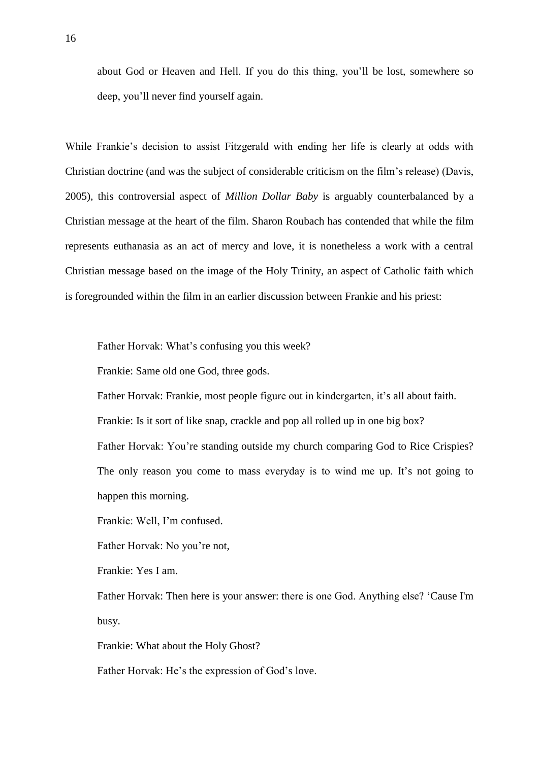about God or Heaven and Hell. If you do this thing, you'll be lost, somewhere so deep, you'll never find yourself again.

While Frankie's decision to assist Fitzgerald with ending her life is clearly at odds with Christian doctrine (and was the subject of considerable criticism on the film's release) (Davis, 2005), this controversial aspect of *Million Dollar Baby* is arguably counterbalanced by a Christian message at the heart of the film. Sharon Roubach has contended that while the film represents euthanasia as an act of mercy and love, it is nonetheless a work with a central Christian message based on the image of the Holy Trinity, an aspect of Catholic faith which is foregrounded within the film in an earlier discussion between Frankie and his priest:

> Father Horvak: What's confusing you this week?
>
> Frankie: Same old one God, three gods.
>
> Father Horvak: Frankie, most people figure out in kindergarten, it's all about faith.
>
> Frankie: Is it sort of like snap, crackle and pop all rolled up in one big box?
>
> Father Horvak: You're standing outside my church comparing God to Rice Crispies? The only reason you come to mass everyday is to wind me up. It's not going to happen this morning.
>
> Frankie: Well, I'm confused.
>
> Father Horvak: No you're not,
>
> Frankie: Yes I am.
>
> Father Horvak: Then here is your answer: there is one God. Anything else? 'Cause I'm busy.
>
> Frankie: What about the Holy Ghost?
>
> Father Horvak: He's the expression of God's love.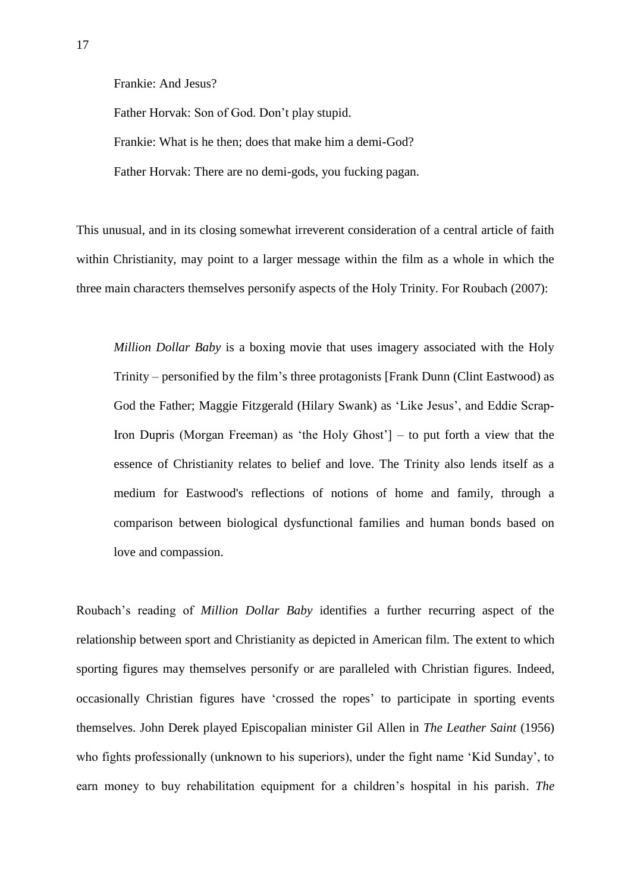Frankie: And Jesus?

Father Horvak: Son of God. Don't play stupid.

Frankie: What is he then; does that make him a demi-God?

Father Horvak: There are no demi-gods, you fucking pagan.

This unusual, and in its closing somewhat irreverent consideration of a central article of faith within Christianity, may point to a larger message within the film as a whole in which the three main characters themselves personify aspects of the Holy Trinity. For Roubach (2007):

> *Million Dollar Baby* is a boxing movie that uses imagery associated with the Holy Trinity – personified by the film's three protagonists [Frank Dunn (Clint Eastwood) as God the Father; Maggie Fitzgerald (Hilary Swank) as 'Like Jesus', and Eddie Scrap-Iron Dupris (Morgan Freeman) as 'the Holy Ghost'] – to put forth a view that the essence of Christianity relates to belief and love. The Trinity also lends itself as a medium for Eastwood's reflections of notions of home and family, through a comparison between biological dysfunctional families and human bonds based on love and compassion.

Roubach's reading of *Million Dollar Baby* identifies a further recurring aspect of the relationship between sport and Christianity as depicted in American film. The extent to which sporting figures may themselves personify or are paralleled with Christian figures. Indeed, occasionally Christian figures have 'crossed the ropes' to participate in sporting events themselves. John Derek played Episcopalian minister Gil Allen in *The Leather Saint* (1956) who fights professionally (unknown to his superiors), under the fight name 'Kid Sunday', to earn money to buy rehabilitation equipment for a children's hospital in his parish. *The*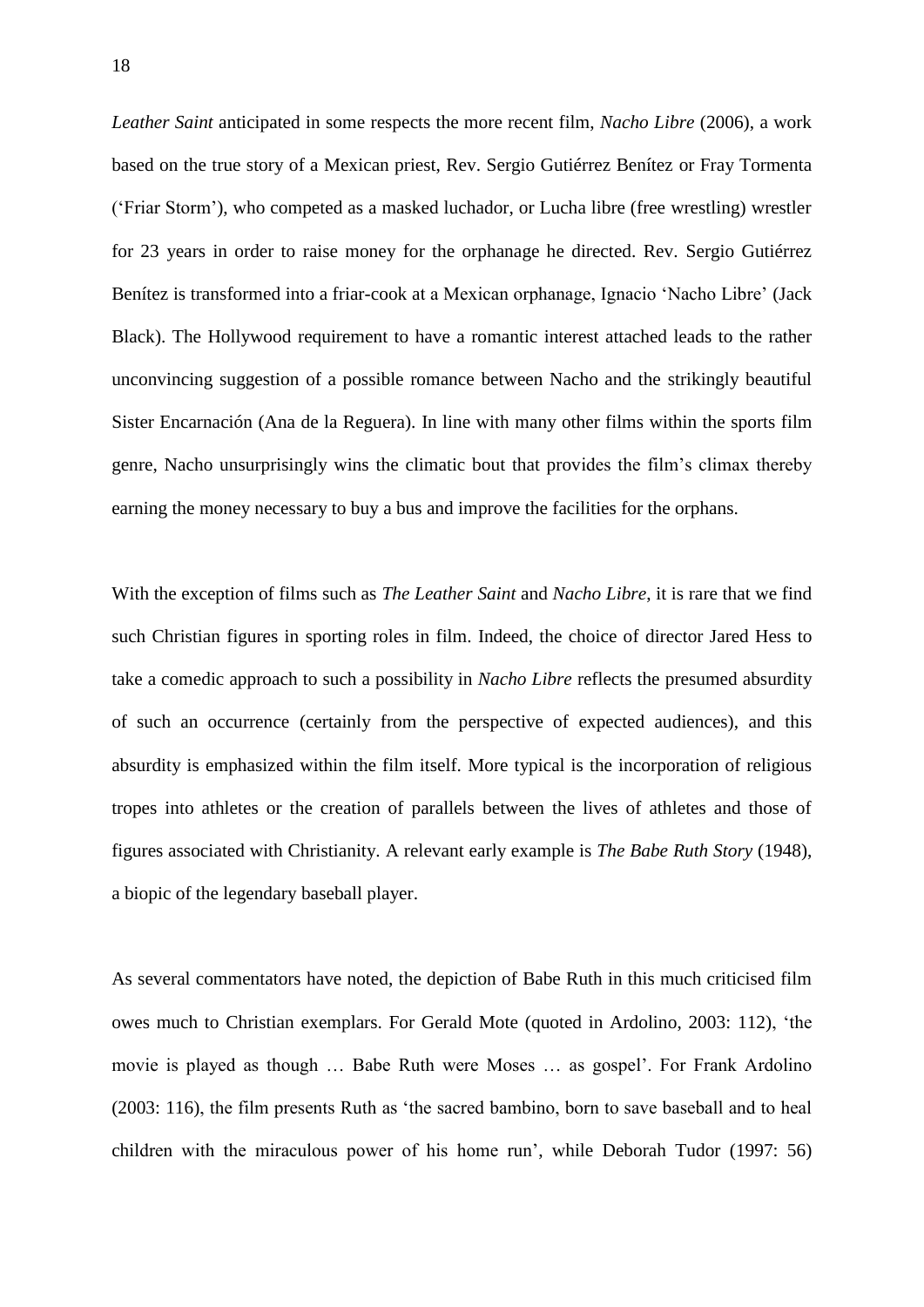*Leather Saint* anticipated in some respects the more recent film, *Nacho Libre* (2006), a work based on the true story of a Mexican priest, Rev. Sergio Gutiérrez Benítez or Fray Tormenta ('Friar Storm'), who competed as a masked luchador, or Lucha libre (free wrestling) wrestler for 23 years in order to raise money for the orphanage he directed. Rev. Sergio Gutiérrez Benítez is transformed into a friar-cook at a Mexican orphanage, Ignacio 'Nacho Libre' (Jack Black). The Hollywood requirement to have a romantic interest attached leads to the rather unconvincing suggestion of a possible romance between Nacho and the strikingly beautiful Sister Encarnación (Ana de la Reguera). In line with many other films within the sports film genre, Nacho unsurprisingly wins the climatic bout that provides the film's climax thereby earning the money necessary to buy a bus and improve the facilities for the orphans.

With the exception of films such as *The Leather Saint* and *Nacho Libre*, it is rare that we find such Christian figures in sporting roles in film. Indeed, the choice of director Jared Hess to take a comedic approach to such a possibility in *Nacho Libre* reflects the presumed absurdity of such an occurrence (certainly from the perspective of expected audiences), and this absurdity is emphasized within the film itself. More typical is the incorporation of religious tropes into athletes or the creation of parallels between the lives of athletes and those of figures associated with Christianity. A relevant early example is *The Babe Ruth Story* (1948), a biopic of the legendary baseball player.

As several commentators have noted, the depiction of Babe Ruth in this much criticised film owes much to Christian exemplars. For Gerald Mote (quoted in Ardolino, 2003: 112), 'the movie is played as though … Babe Ruth were Moses … as gospel'. For Frank Ardolino (2003: 116), the film presents Ruth as 'the sacred bambino, born to save baseball and to heal children with the miraculous power of his home run', while Deborah Tudor (1997: 56)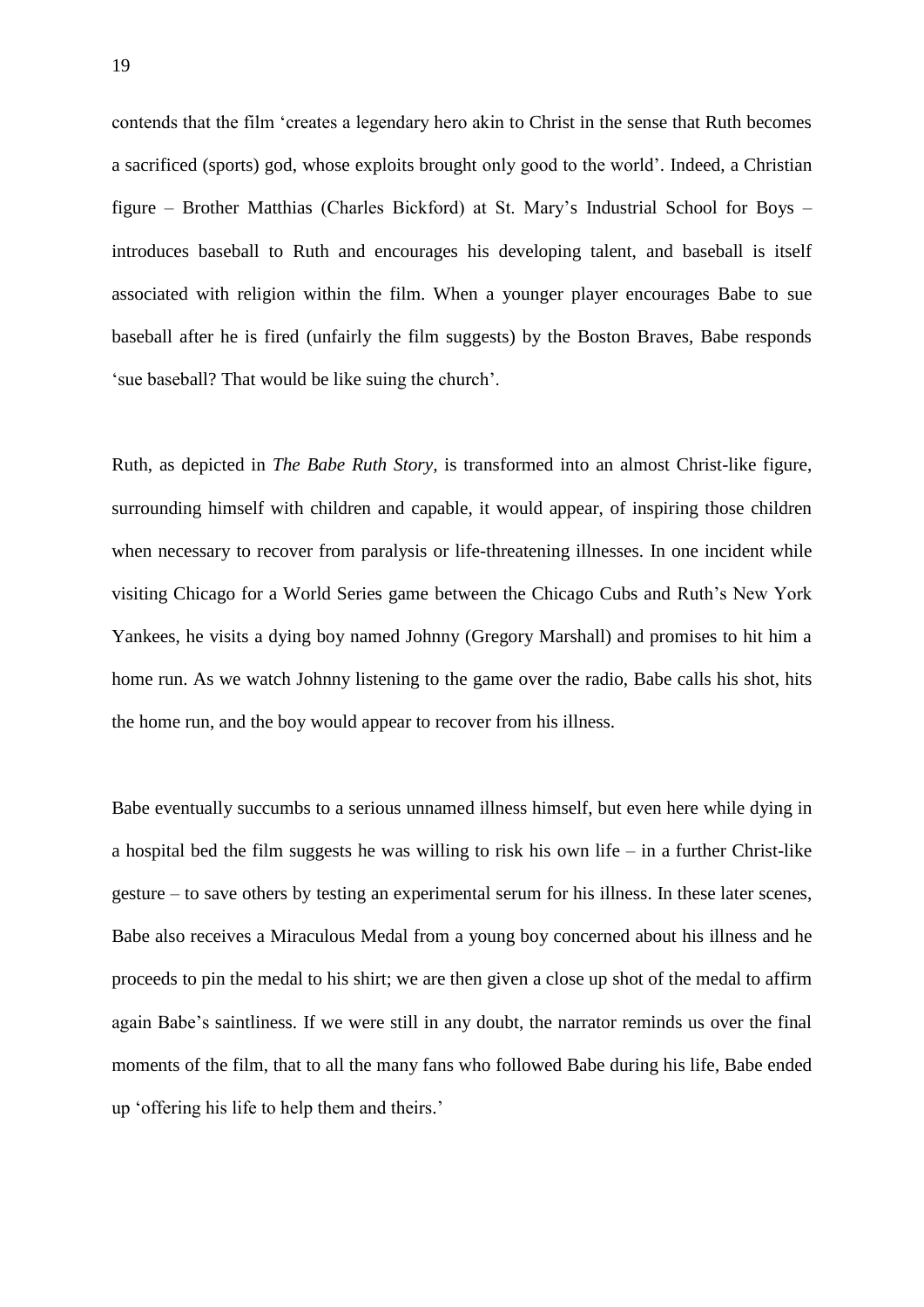contends that the film 'creates a legendary hero akin to Christ in the sense that Ruth becomes a sacrificed (sports) god, whose exploits brought only good to the world'. Indeed, a Christian figure – Brother Matthias (Charles Bickford) at St. Mary's Industrial School for Boys – introduces baseball to Ruth and encourages his developing talent, and baseball is itself associated with religion within the film. When a younger player encourages Babe to sue baseball after he is fired (unfairly the film suggests) by the Boston Braves, Babe responds 'sue baseball? That would be like suing the church'.

Ruth, as depicted in *The Babe Ruth Story,* is transformed into an almost Christ-like figure, surrounding himself with children and capable, it would appear, of inspiring those children when necessary to recover from paralysis or life-threatening illnesses. In one incident while visiting Chicago for a World Series game between the Chicago Cubs and Ruth's New York Yankees, he visits a dying boy named Johnny (Gregory Marshall) and promises to hit him a home run. As we watch Johnny listening to the game over the radio, Babe calls his shot, hits the home run, and the boy would appear to recover from his illness.

Babe eventually succumbs to a serious unnamed illness himself, but even here while dying in a hospital bed the film suggests he was willing to risk his own life – in a further Christ-like gesture – to save others by testing an experimental serum for his illness. In these later scenes, Babe also receives a Miraculous Medal from a young boy concerned about his illness and he proceeds to pin the medal to his shirt; we are then given a close up shot of the medal to affirm again Babe's saintliness. If we were still in any doubt, the narrator reminds us over the final moments of the film, that to all the many fans who followed Babe during his life, Babe ended up 'offering his life to help them and theirs.'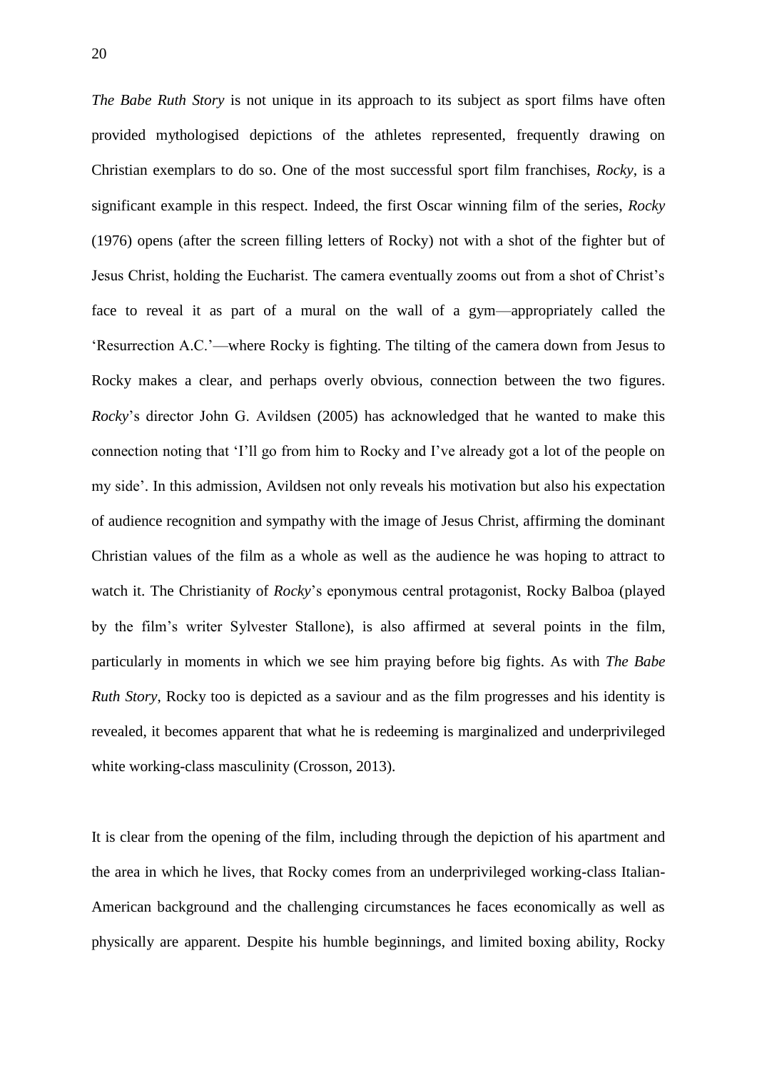*The Babe Ruth Story* is not unique in its approach to its subject as sport films have often provided mythologised depictions of the athletes represented, frequently drawing on Christian exemplars to do so. One of the most successful sport film franchises, *Rocky*, is a significant example in this respect. Indeed, the first Oscar winning film of the series, *Rocky* (1976) opens (after the screen filling letters of Rocky) not with a shot of the fighter but of Jesus Christ, holding the Eucharist. The camera eventually zooms out from a shot of Christ's face to reveal it as part of a mural on the wall of a gym—appropriately called the 'Resurrection A.C.'—where Rocky is fighting. The tilting of the camera down from Jesus to Rocky makes a clear, and perhaps overly obvious, connection between the two figures. *Rocky*'s director John G. Avildsen (2005) has acknowledged that he wanted to make this connection noting that 'I'll go from him to Rocky and I've already got a lot of the people on my side'. In this admission, Avildsen not only reveals his motivation but also his expectation of audience recognition and sympathy with the image of Jesus Christ, affirming the dominant Christian values of the film as a whole as well as the audience he was hoping to attract to watch it. The Christianity of *Rocky*'s eponymous central protagonist, Rocky Balboa (played by the film's writer Sylvester Stallone), is also affirmed at several points in the film, particularly in moments in which we see him praying before big fights. As with *The Babe Ruth Story*, Rocky too is depicted as a saviour and as the film progresses and his identity is revealed, it becomes apparent that what he is redeeming is marginalized and underprivileged white working-class masculinity (Crosson, 2013).

It is clear from the opening of the film, including through the depiction of his apartment and the area in which he lives, that Rocky comes from an underprivileged working-class Italian-American background and the challenging circumstances he faces economically as well as physically are apparent. Despite his humble beginnings, and limited boxing ability, Rocky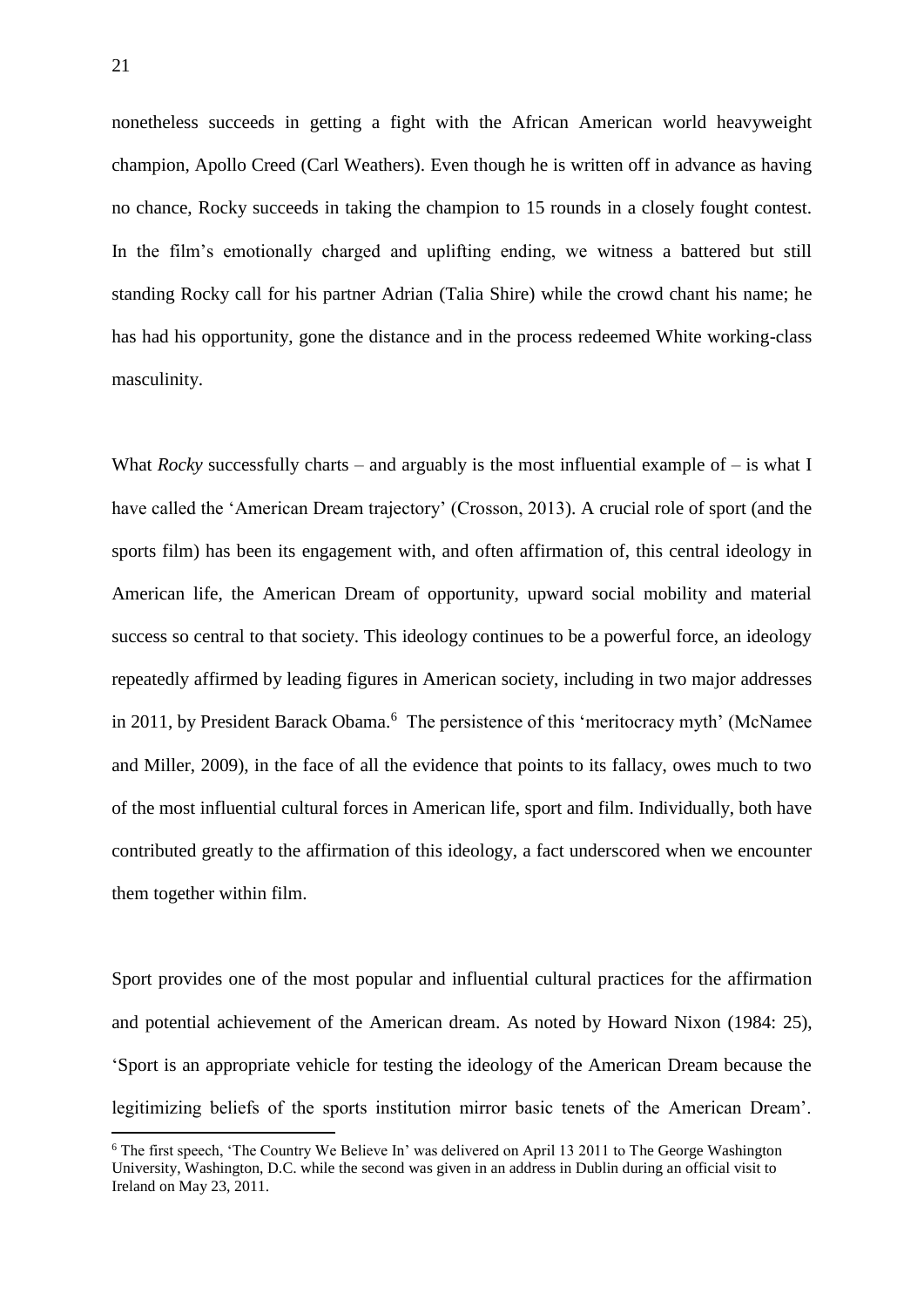nonetheless succeeds in getting a fight with the African American world heavyweight champion, Apollo Creed (Carl Weathers). Even though he is written off in advance as having no chance, Rocky succeeds in taking the champion to 15 rounds in a closely fought contest. In the film's emotionally charged and uplifting ending, we witness a battered but still standing Rocky call for his partner Adrian (Talia Shire) while the crowd chant his name; he has had his opportunity, gone the distance and in the process redeemed White working-class masculinity.

What *Rocky* successfully charts – and arguably is the most influential example of – is what I have called the 'American Dream trajectory' (Crosson, 2013). A crucial role of sport (and the sports film) has been its engagement with, and often affirmation of, this central ideology in American life, the American Dream of opportunity, upward social mobility and material success so central to that society. This ideology continues to be a powerful force, an ideology repeatedly affirmed by leading figures in American society, including in two major addresses in 2011, by President Barack Obama.[6] The persistence of this 'meritocracy myth' (McNamee and Miller, 2009), in the face of all the evidence that points to its fallacy, owes much to two of the most influential cultural forces in American life, sport and film. Individually, both have contributed greatly to the affirmation of this ideology, a fact underscored when we encounter them together within film.

Sport provides one of the most popular and influential cultural practices for the affirmation and potential achievement of the American dream. As noted by Howard Nixon (1984: 25), 'Sport is an appropriate vehicle for testing the ideology of the American Dream because the legitimizing beliefs of the sports institution mirror basic tenets of the American Dream'.

[6] The first speech, 'The Country We Believe In' was delivered on April 13 2011 to The George Washington University, Washington, D.C. while the second was given in an address in Dublin during an official visit to Ireland on May 23, 2011.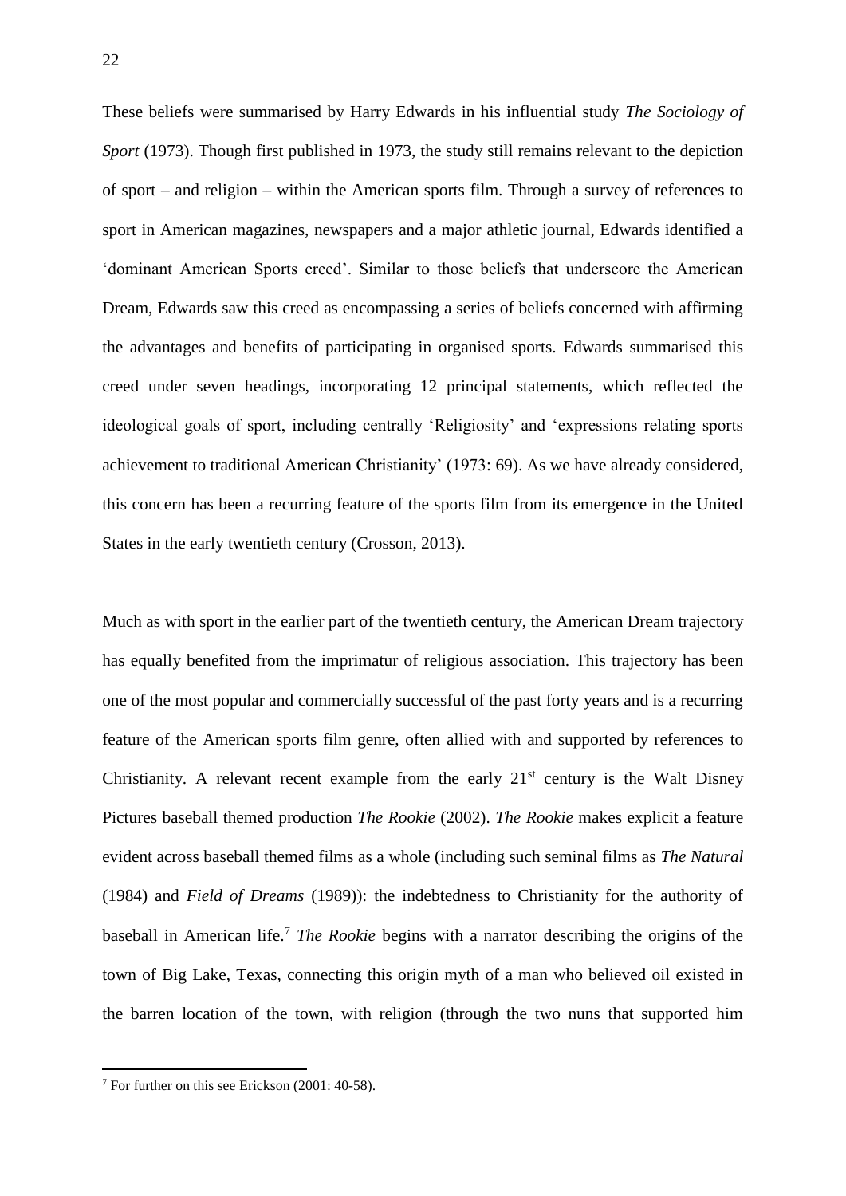These beliefs were summarised by Harry Edwards in his influential study *The Sociology of Sport* (1973). Though first published in 1973, the study still remains relevant to the depiction of sport – and religion – within the American sports film. Through a survey of references to sport in American magazines, newspapers and a major athletic journal, Edwards identified a 'dominant American Sports creed'. Similar to those beliefs that underscore the American Dream, Edwards saw this creed as encompassing a series of beliefs concerned with affirming the advantages and benefits of participating in organised sports. Edwards summarised this creed under seven headings, incorporating 12 principal statements, which reflected the ideological goals of sport, including centrally 'Religiosity' and 'expressions relating sports achievement to traditional American Christianity' (1973: 69). As we have already considered, this concern has been a recurring feature of the sports film from its emergence in the United States in the early twentieth century (Crosson, 2013).

Much as with sport in the earlier part of the twentieth century, the American Dream trajectory has equally benefited from the imprimatur of religious association. This trajectory has been one of the most popular and commercially successful of the past forty years and is a recurring feature of the American sports film genre, often allied with and supported by references to Christianity. A relevant recent example from the early 21st century is the Walt Disney Pictures baseball themed production *The Rookie* (2002). *The Rookie* makes explicit a feature evident across baseball themed films as a whole (including such seminal films as *The Natural* (1984) and *Field of Dreams* (1989)): the indebtedness to Christianity for the authority of baseball in American life.[7] *The Rookie* begins with a narrator describing the origins of the town of Big Lake, Texas, connecting this origin myth of a man who believed oil existed in the barren location of the town, with religion (through the two nuns that supported him

[7] For further on this see Erickson (2001: 40-58).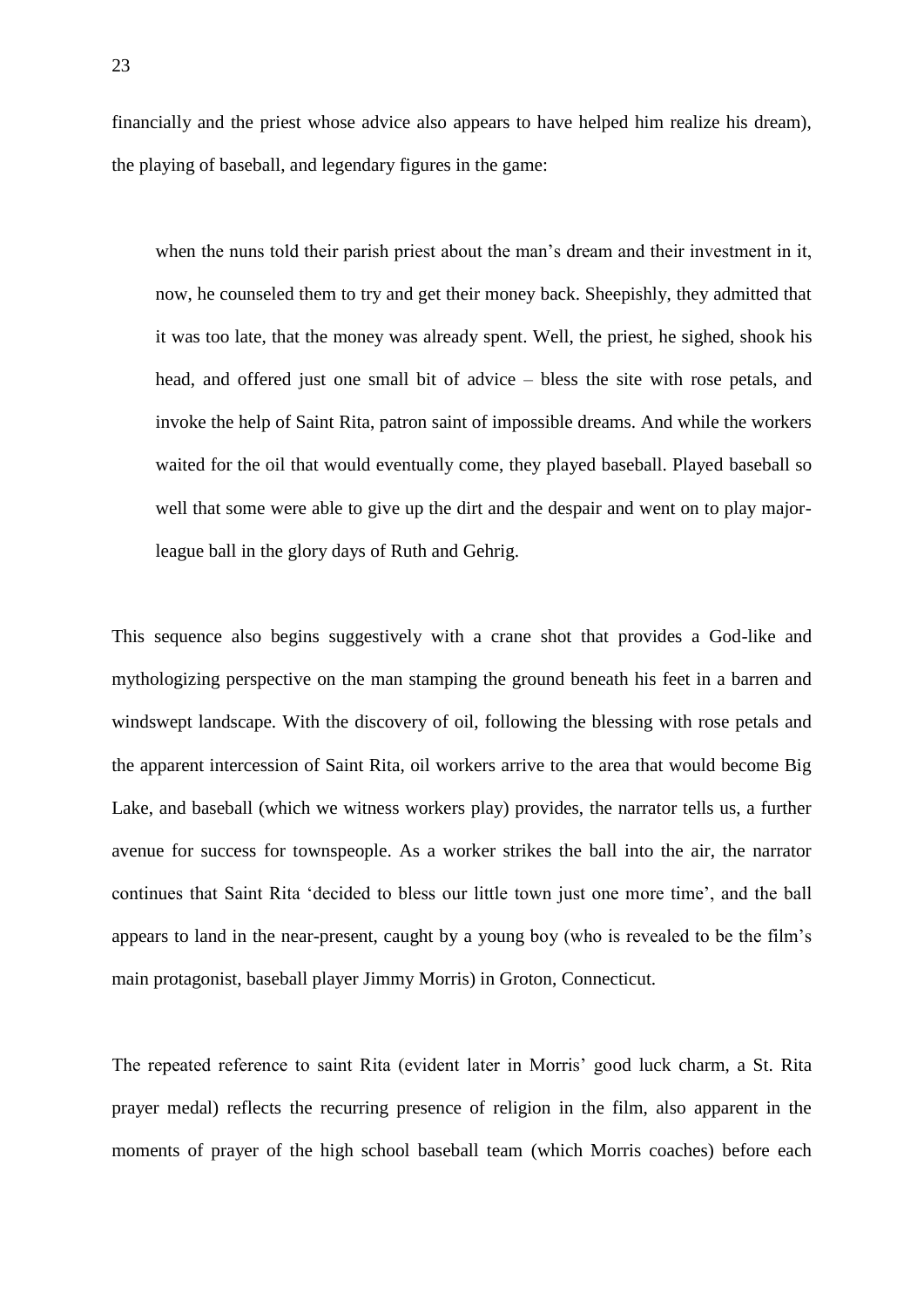financially and the priest whose advice also appears to have helped him realize his dream), the playing of baseball, and legendary figures in the game:

> when the nuns told their parish priest about the man's dream and their investment in it, now, he counseled them to try and get their money back. Sheepishly, they admitted that it was too late, that the money was already spent. Well, the priest, he sighed, shook his head, and offered just one small bit of advice – bless the site with rose petals, and invoke the help of Saint Rita, patron saint of impossible dreams. And while the workers waited for the oil that would eventually come, they played baseball. Played baseball so well that some were able to give up the dirt and the despair and went on to play major-league ball in the glory days of Ruth and Gehrig.

This sequence also begins suggestively with a crane shot that provides a God-like and mythologizing perspective on the man stamping the ground beneath his feet in a barren and windswept landscape. With the discovery of oil, following the blessing with rose petals and the apparent intercession of Saint Rita, oil workers arrive to the area that would become Big Lake, and baseball (which we witness workers play) provides, the narrator tells us, a further avenue for success for townspeople. As a worker strikes the ball into the air, the narrator continues that Saint Rita 'decided to bless our little town just one more time', and the ball appears to land in the near-present, caught by a young boy (who is revealed to be the film's main protagonist, baseball player Jimmy Morris) in Groton, Connecticut.

The repeated reference to saint Rita (evident later in Morris' good luck charm, a St. Rita prayer medal) reflects the recurring presence of religion in the film, also apparent in the moments of prayer of the high school baseball team (which Morris coaches) before each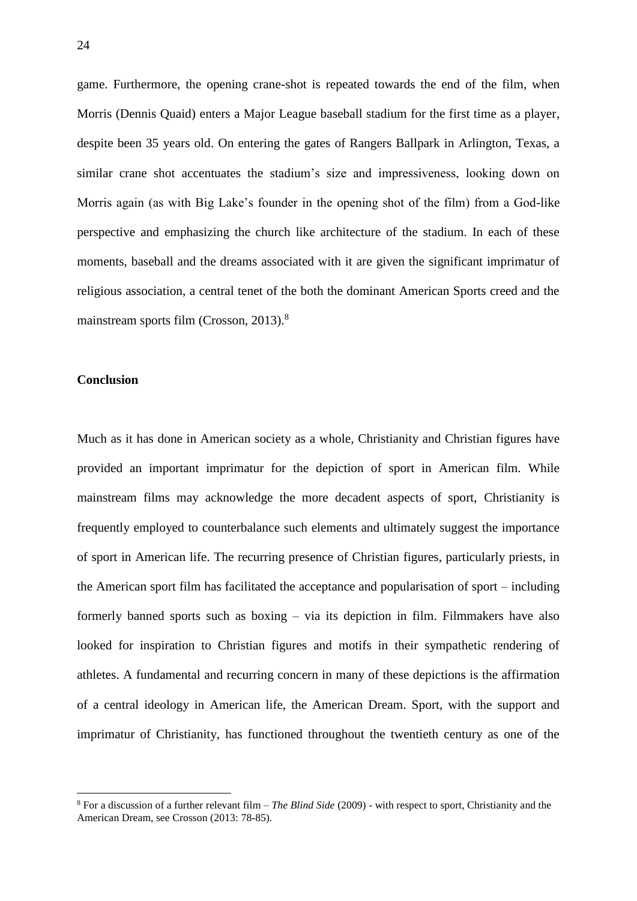game. Furthermore, the opening crane-shot is repeated towards the end of the film, when Morris (Dennis Quaid) enters a Major League baseball stadium for the first time as a player, despite been 35 years old. On entering the gates of Rangers Ballpark in Arlington, Texas, a similar crane shot accentuates the stadium's size and impressiveness, looking down on Morris again (as with Big Lake's founder in the opening shot of the film) from a God-like perspective and emphasizing the church like architecture of the stadium. In each of these moments, baseball and the dreams associated with it are given the significant imprimatur of religious association, a central tenet of the both the dominant American Sports creed and the mainstream sports film (Crosson, 2013).[8]

## Conclusion

Much as it has done in American society as a whole, Christianity and Christian figures have provided an important imprimatur for the depiction of sport in American film. While mainstream films may acknowledge the more decadent aspects of sport, Christianity is frequently employed to counterbalance such elements and ultimately suggest the importance of sport in American life. The recurring presence of Christian figures, particularly priests, in the American sport film has facilitated the acceptance and popularisation of sport – including formerly banned sports such as boxing – via its depiction in film. Filmmakers have also looked for inspiration to Christian figures and motifs in their sympathetic rendering of athletes. A fundamental and recurring concern in many of these depictions is the affirmation of a central ideology in American life, the American Dream. Sport, with the support and imprimatur of Christianity, has functioned throughout the twentieth century as one of the

[8] For a discussion of a further relevant film – *The Blind Side* (2009) - with respect to sport, Christianity and the American Dream, see Crosson (2013: 78-85).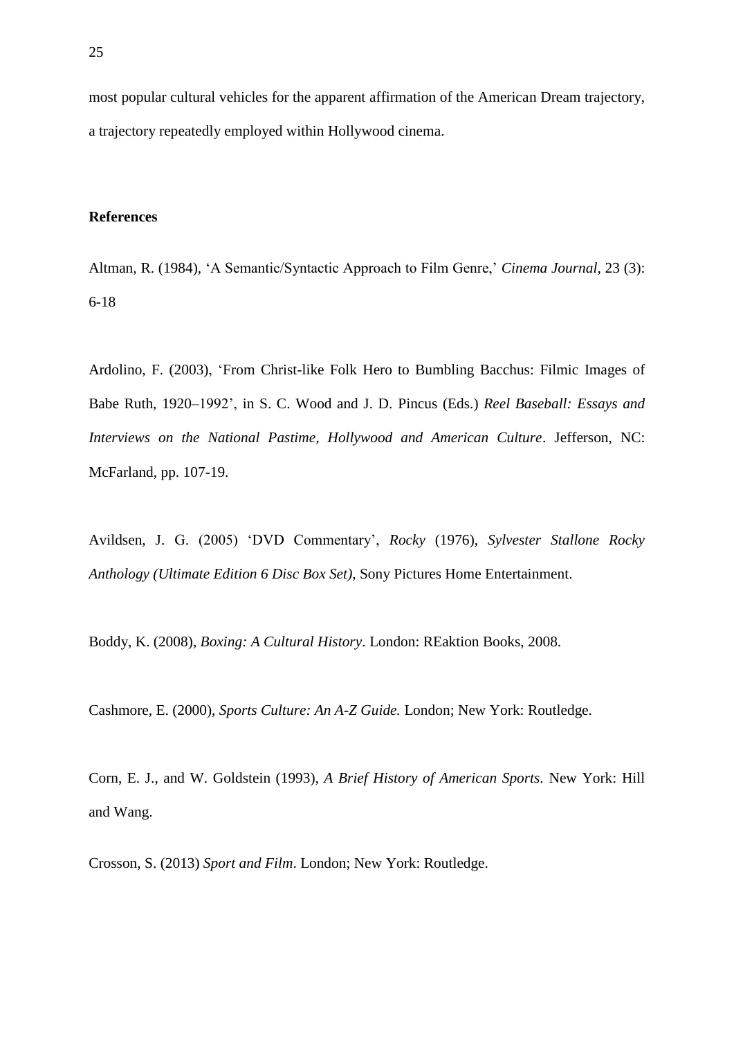most popular cultural vehicles for the apparent affirmation of the American Dream trajectory, a trajectory repeatedly employed within Hollywood cinema.

## References

Altman, R. (1984), 'A Semantic/Syntactic Approach to Film Genre,' *Cinema Journal*, 23 (3): 6-18

Ardolino, F. (2003), 'From Christ-like Folk Hero to Bumbling Bacchus: Filmic Images of Babe Ruth, 1920–1992', in S. C. Wood and J. D. Pincus (Eds.) *Reel Baseball: Essays and Interviews on the National Pastime, Hollywood and American Culture*. Jefferson, NC: McFarland, pp. 107-19.

Avildsen, J. G. (2005) 'DVD Commentary', *Rocky* (1976), *Sylvester Stallone Rocky Anthology (Ultimate Edition 6 Disc Box Set)*, Sony Pictures Home Entertainment.

Boddy, K. (2008), *Boxing: A Cultural History*. London: REaktion Books, 2008.

Cashmore, E. (2000), *Sports Culture: An A-Z Guide.* London; New York: Routledge.

Corn, E. J., and W. Goldstein (1993), *A Brief History of American Sports*. New York: Hill and Wang.

Crosson, S. (2013) *Sport and Film*. London; New York: Routledge.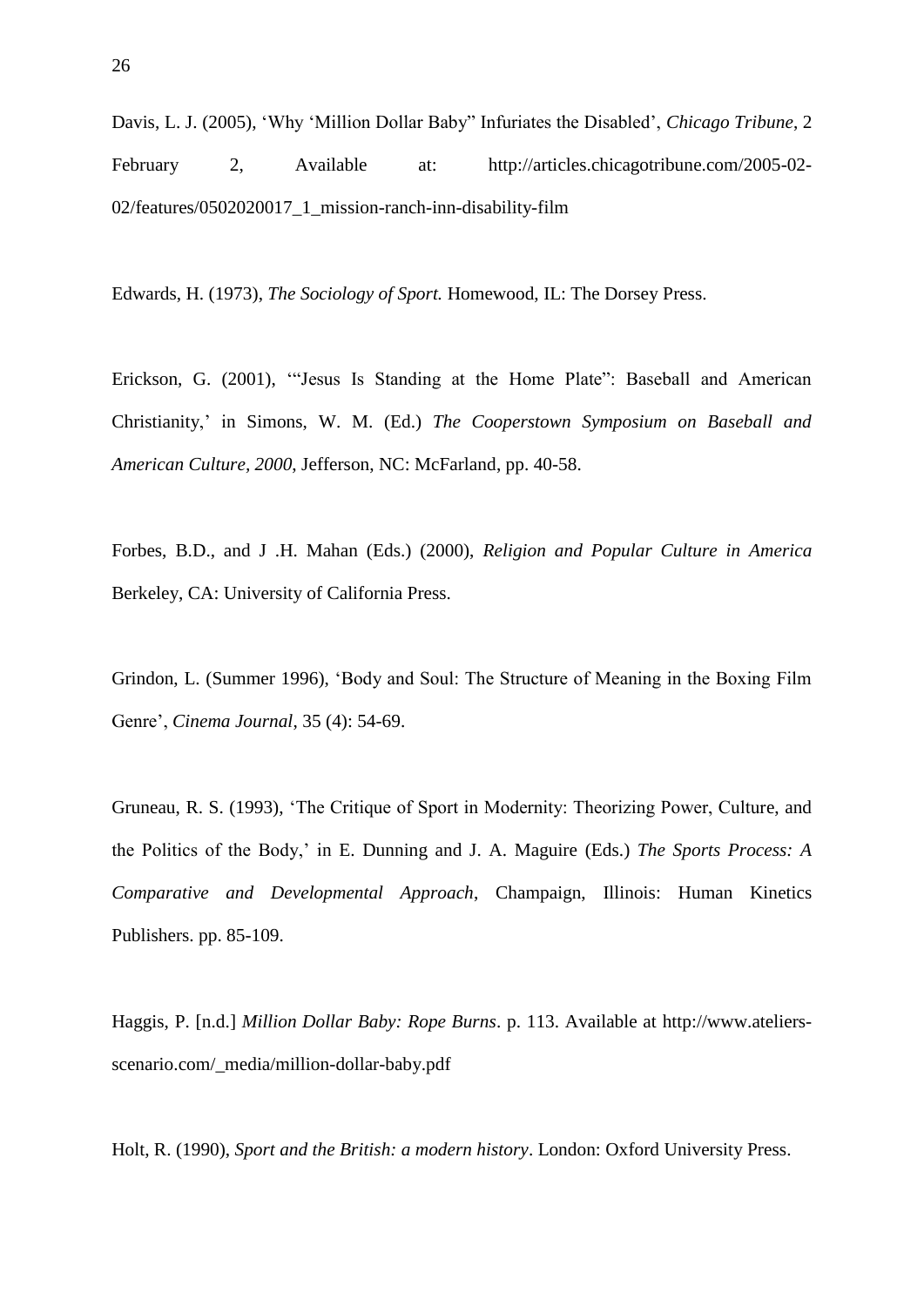Davis, L. J. (2005), 'Why 'Million Dollar Baby" Infuriates the Disabled', *Chicago Tribune*, 2 February 2, Available at: http://articles.chicagotribune.com/2005-02-02/features/0502020017_1_mission-ranch-inn-disability-film

Edwards, H. (1973), *The Sociology of Sport.* Homewood, IL: The Dorsey Press.

Erickson, G. (2001), '"Jesus Is Standing at the Home Plate": Baseball and American Christianity,' in Simons, W. M. (Ed.) *The Cooperstown Symposium on Baseball and American Culture, 2000*, Jefferson, NC: McFarland, pp. 40-58.

Forbes, B.D., and J .H. Mahan (Eds.) (2000), *Religion and Popular Culture in America* Berkeley, CA: University of California Press.

Grindon, L. (Summer 1996), 'Body and Soul: The Structure of Meaning in the Boxing Film Genre', *Cinema Journal*, 35 (4): 54-69.

Gruneau, R. S. (1993), 'The Critique of Sport in Modernity: Theorizing Power, Culture, and the Politics of the Body,' in E. Dunning and J. A. Maguire (Eds.) *The Sports Process: A Comparative and Developmental Approach*, Champaign, Illinois: Human Kinetics Publishers. pp. 85-109.

Haggis, P. [n.d.] *Million Dollar Baby: Rope Burns*. p. 113. Available at http://www.ateliers-scenario.com/_media/million-dollar-baby.pdf

Holt, R. (1990), *Sport and the British: a modern history*. London: Oxford University Press.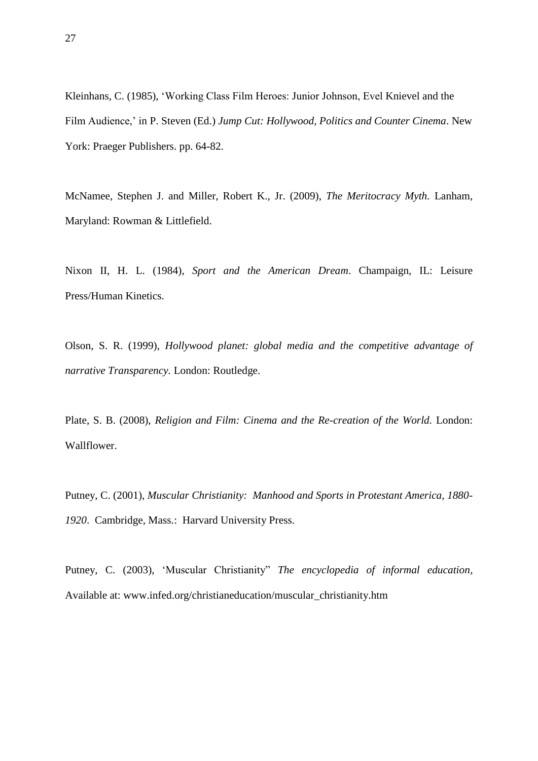Kleinhans, C. (1985), 'Working Class Film Heroes: Junior Johnson, Evel Knievel and the Film Audience,' in P. Steven (Ed.) *Jump Cut: Hollywood, Politics and Counter Cinema*. New York: Praeger Publishers. pp. 64-82.

McNamee, Stephen J. and Miller, Robert K., Jr. (2009), *The Meritocracy Myth*. Lanham, Maryland: Rowman & Littlefield.

Nixon II, H. L. (1984), *Sport and the American Dream*. Champaign, IL: Leisure Press/Human Kinetics.

Olson, S. R. (1999), *Hollywood planet: global media and the competitive advantage of narrative Transparency.* London: Routledge.

Plate, S. B. (2008), *Religion and Film: Cinema and the Re-creation of the World.* London: Wallflower.

Putney, C. (2001), *Muscular Christianity: Manhood and Sports in Protestant America, 1880-1920*. Cambridge, Mass.: Harvard University Press.

Putney, C. (2003), 'Muscular Christianity" *The encyclopedia of informal education*, Available at: www.infed.org/christianeducation/muscular_christianity.htm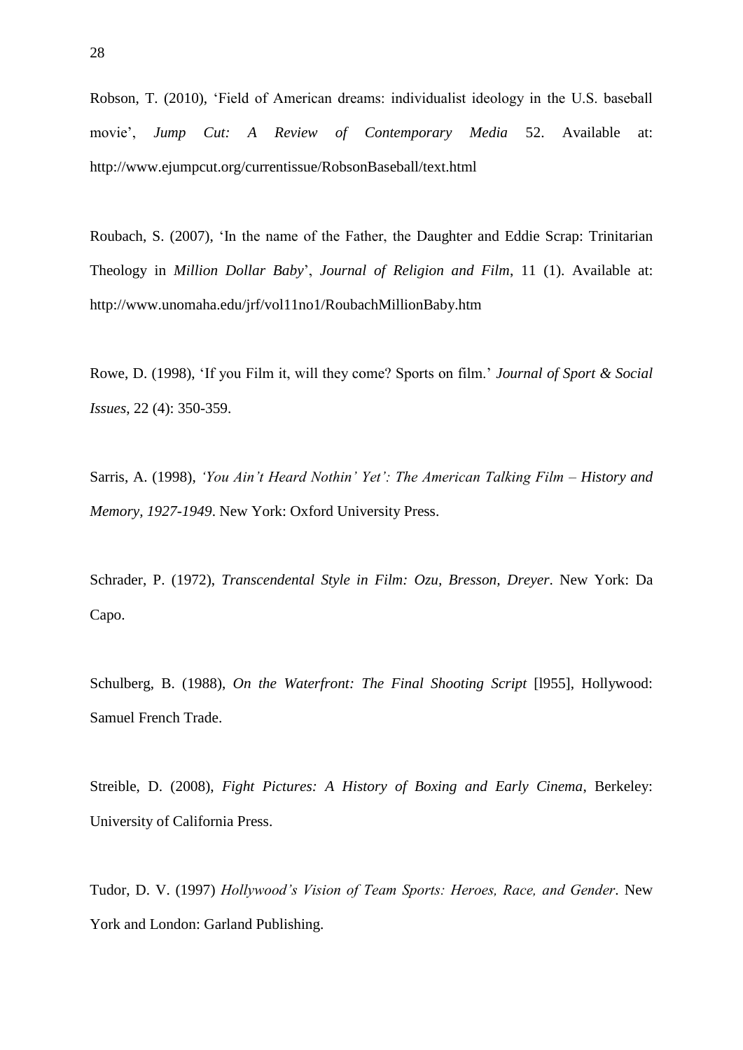Robson, T. (2010), 'Field of American dreams: individualist ideology in the U.S. baseball movie', *Jump Cut: A Review of Contemporary Media* 52. Available at: http://www.ejumpcut.org/currentissue/RobsonBaseball/text.html

Roubach, S. (2007), 'In the name of the Father, the Daughter and Eddie Scrap: Trinitarian Theology in *Million Dollar Baby*', *Journal of Religion and Film*, 11 (1). Available at: http://www.unomaha.edu/jrf/vol11no1/RoubachMillionBaby.htm

Rowe, D. (1998), 'If you Film it, will they come? Sports on film.' *Journal of Sport & Social Issues*, 22 (4): 350-359.

Sarris, A. (1998), *'You Ain't Heard Nothin' Yet': The American Talking Film – History and Memory, 1927-1949*. New York: Oxford University Press.

Schrader, P. (1972), *Transcendental Style in Film: Ozu, Bresson, Dreyer*. New York: Da Capo.

Schulberg, B. (1988), *On the Waterfront: The Final Shooting Script* [l955], Hollywood: Samuel French Trade.

Streible, D. (2008), *Fight Pictures: A History of Boxing and Early Cinema*, Berkeley: University of California Press.

Tudor, D. V. (1997) *Hollywood's Vision of Team Sports: Heroes, Race, and Gender*. New York and London: Garland Publishing.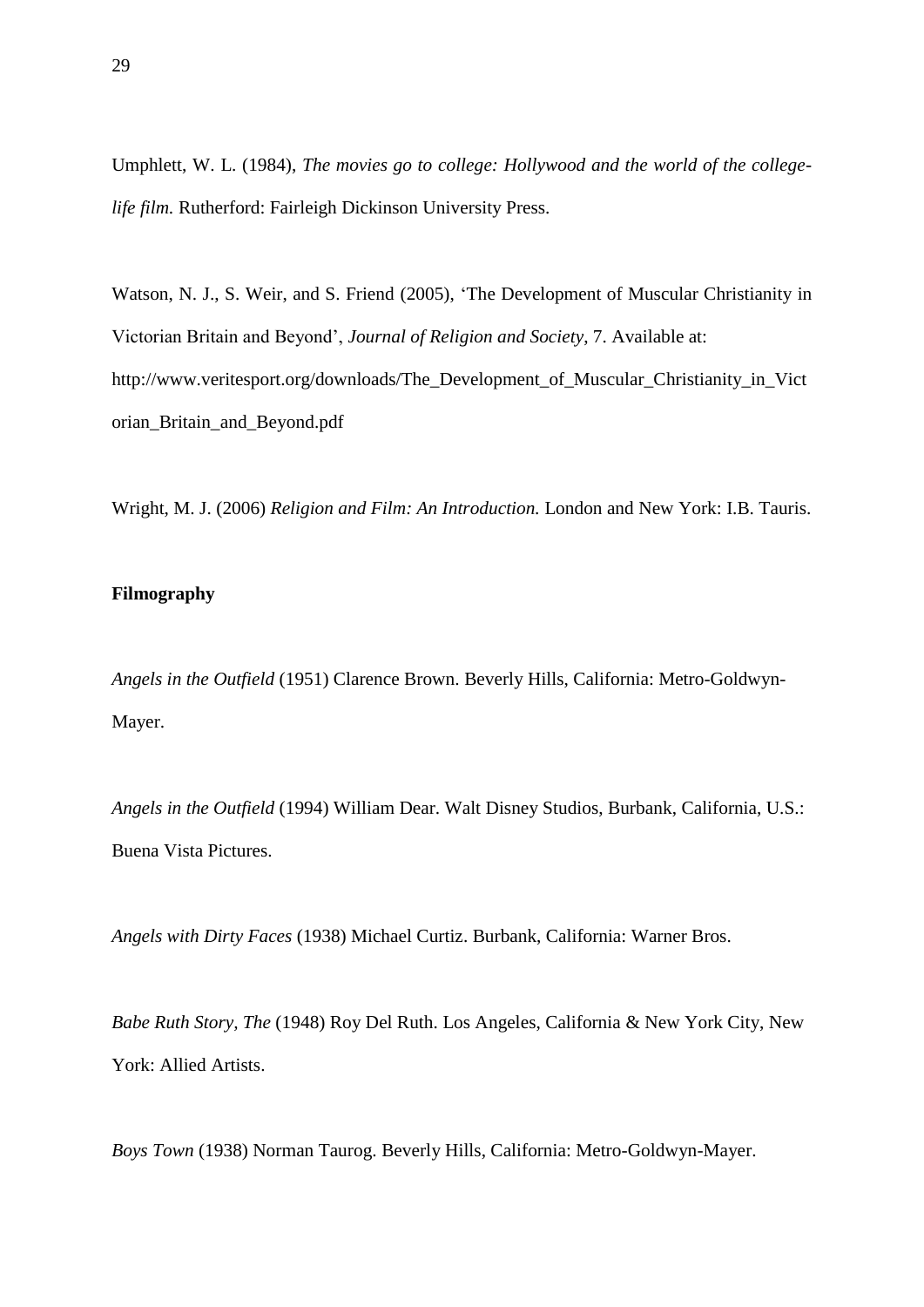Umphlett, W. L. (1984), *The movies go to college: Hollywood and the world of the college-life film.* Rutherford: Fairleigh Dickinson University Press.

Watson, N. J., S. Weir, and S. Friend (2005), 'The Development of Muscular Christianity in Victorian Britain and Beyond', *Journal of Religion and Society*, 7. Available at: http://www.veritesport.org/downloads/The_Development_of_Muscular_Christianity_in_Victorian_Britain_and_Beyond.pdf

Wright, M. J. (2006) *Religion and Film: An Introduction.* London and New York: I.B. Tauris.

**Filmography**

*Angels in the Outfield* (1951) Clarence Brown. Beverly Hills, California: Metro-Goldwyn-Mayer.

*Angels in the Outfield* (1994) William Dear. Walt Disney Studios, Burbank, California, U.S.: Buena Vista Pictures.

*Angels with Dirty Faces* (1938) Michael Curtiz. Burbank, California: Warner Bros.

*Babe Ruth Story, The* (1948) Roy Del Ruth. Los Angeles, California & New York City, New York: Allied Artists.

*Boys Town* (1938) Norman Taurog. Beverly Hills, California: Metro-Goldwyn-Mayer.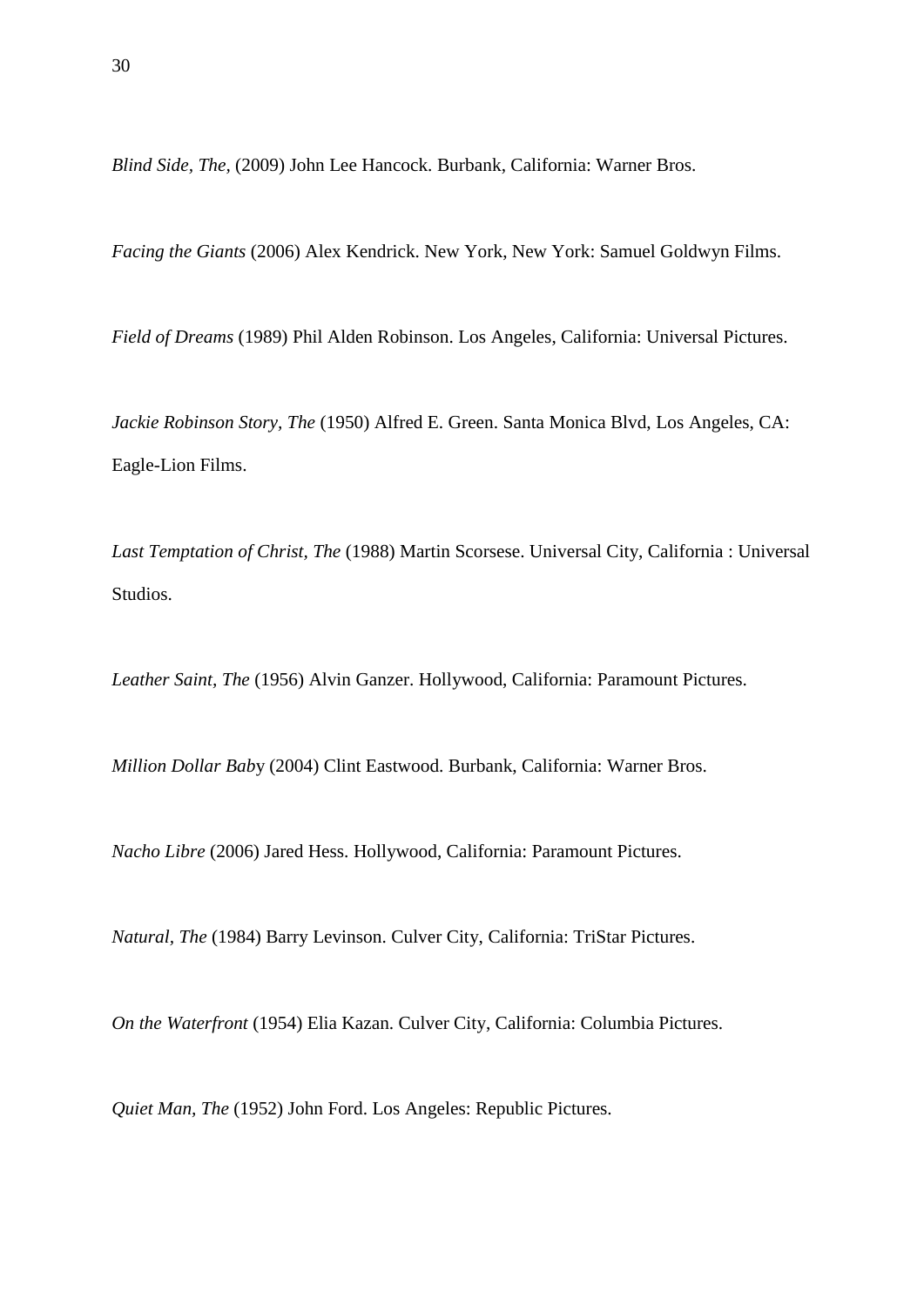*Blind Side, The,* (2009) John Lee Hancock. Burbank, California: Warner Bros.

*Facing the Giants* (2006) Alex Kendrick. New York, New York: Samuel Goldwyn Films.

*Field of Dreams* (1989) Phil Alden Robinson. Los Angeles, California: Universal Pictures.

*Jackie Robinson Story, The* (1950) Alfred E. Green. Santa Monica Blvd, Los Angeles, CA: Eagle-Lion Films.

*Last Temptation of Christ, The* (1988) Martin Scorsese. Universal City, California : Universal Studios.

*Leather Saint, The* (1956) Alvin Ganzer. Hollywood, California: Paramount Pictures.

*Million Dollar Bab*y (2004) Clint Eastwood. Burbank, California: Warner Bros.

*Nacho Libre* (2006) Jared Hess. Hollywood, California: Paramount Pictures.

*Natural, The* (1984) Barry Levinson. Culver City, California: TriStar Pictures.

*On the Waterfront* (1954) Elia Kazan. Culver City, California: Columbia Pictures.

*Quiet Man, The* (1952) John Ford. Los Angeles: Republic Pictures.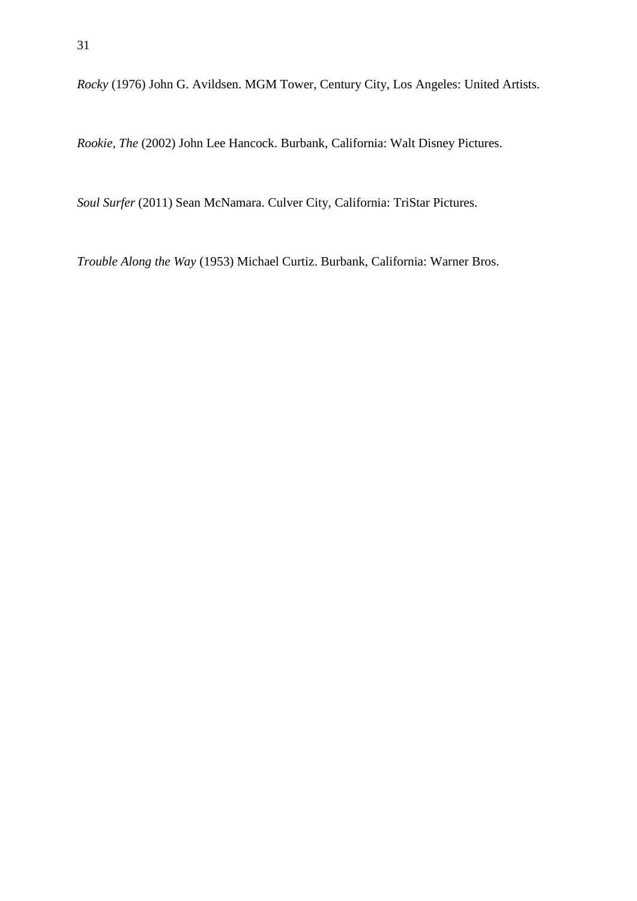*Rocky* (1976) John G. Avildsen. MGM Tower, Century City, Los Angeles: United Artists.

*Rookie, The* (2002) John Lee Hancock. Burbank, California: Walt Disney Pictures.

*Soul Surfer* (2011) Sean McNamara. Culver City, California: TriStar Pictures.

*Trouble Along the Way* (1953) Michael Curtiz. Burbank, California: Warner Bros.